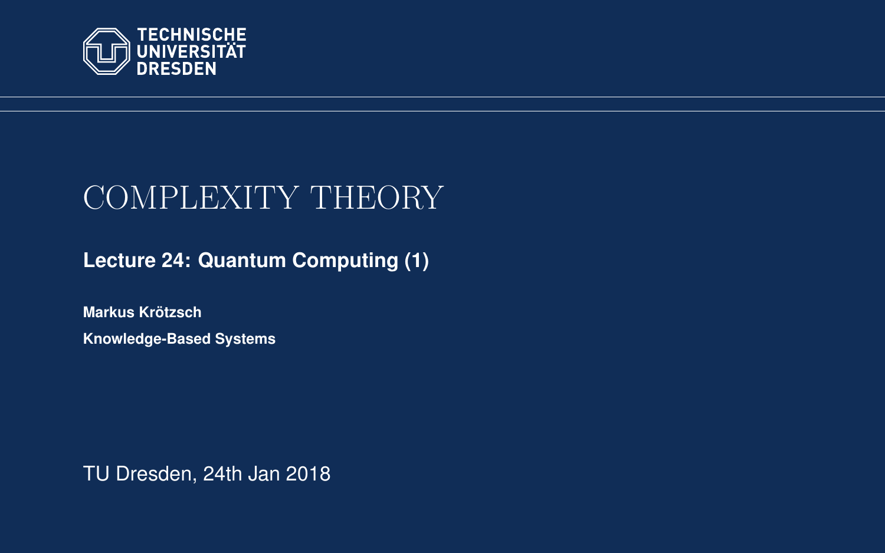TECHNISCHE UNIVERSITÄT DRESDEN

# COMPLEXITY THEORY

## Lecture 24: Quantum Computing (1)

**Markus Krötzsch**

**Knowledge-Based Systems**

TU Dresden, 24th Jan 2018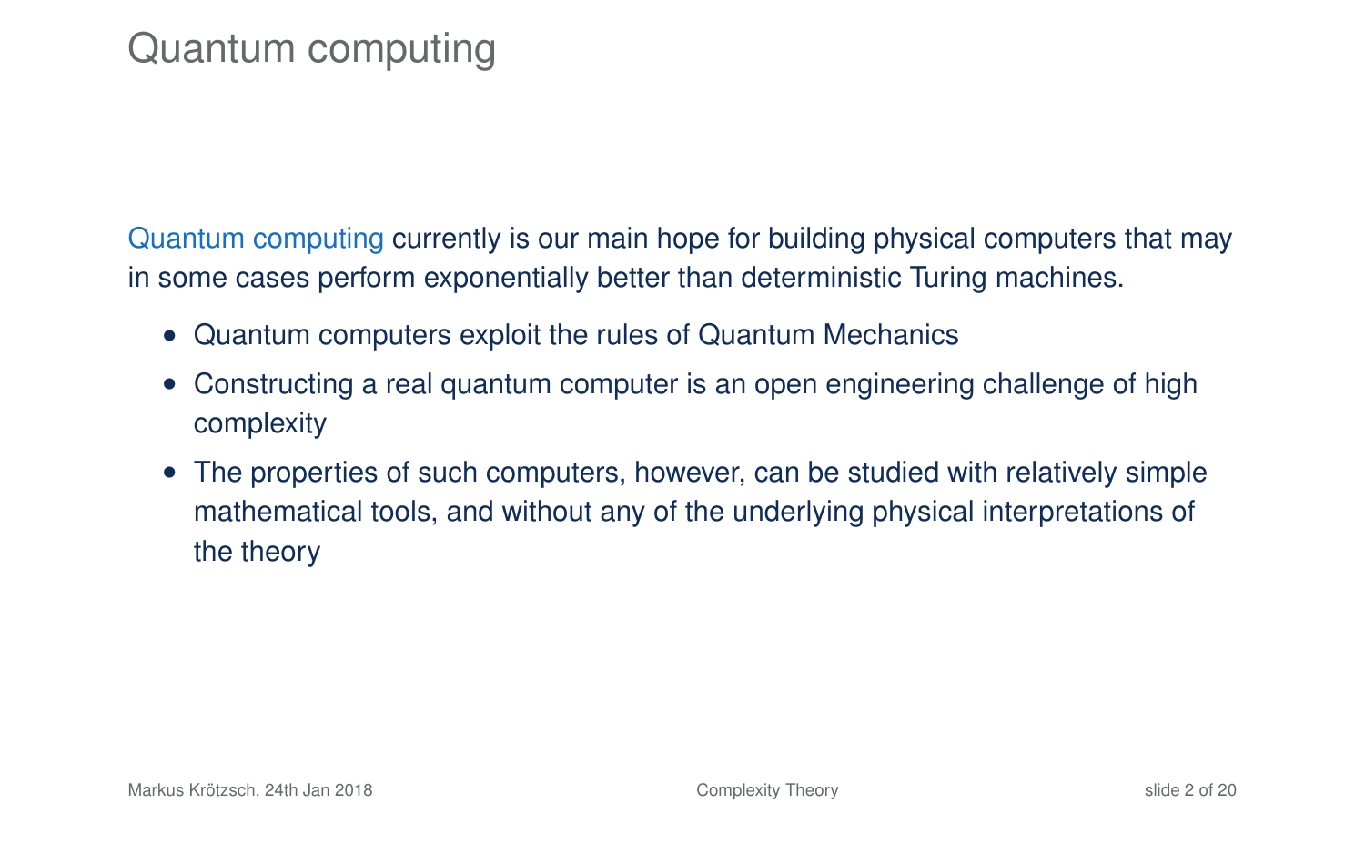# Quantum computing

Quantum computing currently is our main hope for building physical computers that may in some cases perform exponentially better than deterministic Turing machines.

- Quantum computers exploit the rules of Quantum Mechanics
- Constructing a real quantum computer is an open engineering challenge of high complexity
- The properties of such computers, however, can be studied with relatively simple mathematical tools, and without any of the underlying physical interpretations of the theory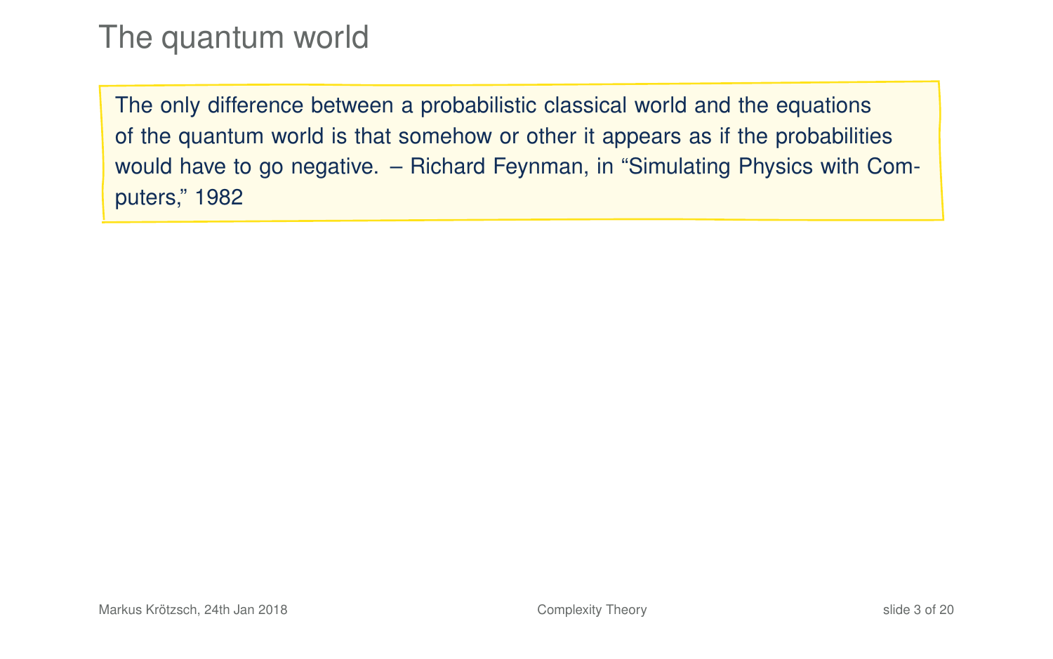# The quantum world

> The only difference between a probabilistic classical world and the equations of the quantum world is that somehow or other it appears as if the probabilities would have to go negative. – Richard Feynman, in "Simulating Physics with Computers," 1982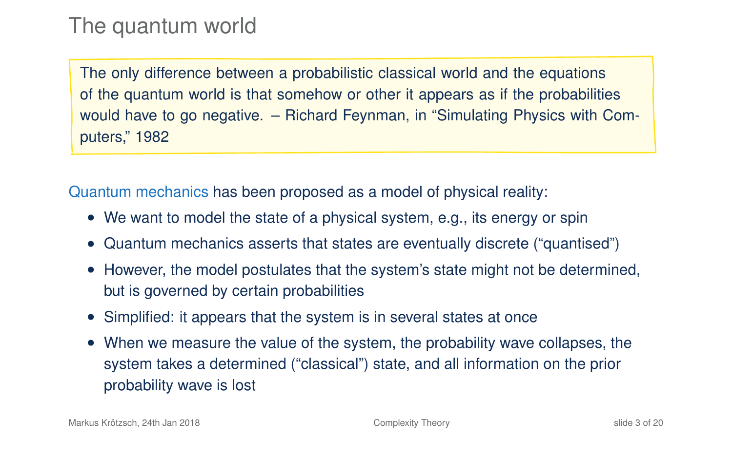# The quantum world

> The only difference between a probabilistic classical world and the equations of the quantum world is that somehow or other it appears as if the probabilities would have to go negative. – Richard Feynman, in "Simulating Physics with Computers," 1982

Quantum mechanics has been proposed as a model of physical reality:

- We want to model the state of a physical system, e.g., its energy or spin
- Quantum mechanics asserts that states are eventually discrete ("quantised")
- However, the model postulates that the system's state might not be determined, but is governed by certain probabilities
- Simplified: it appears that the system is in several states at once
- When we measure the value of the system, the probability wave collapses, the system takes a determined ("classical") state, and all information on the prior probability wave is lost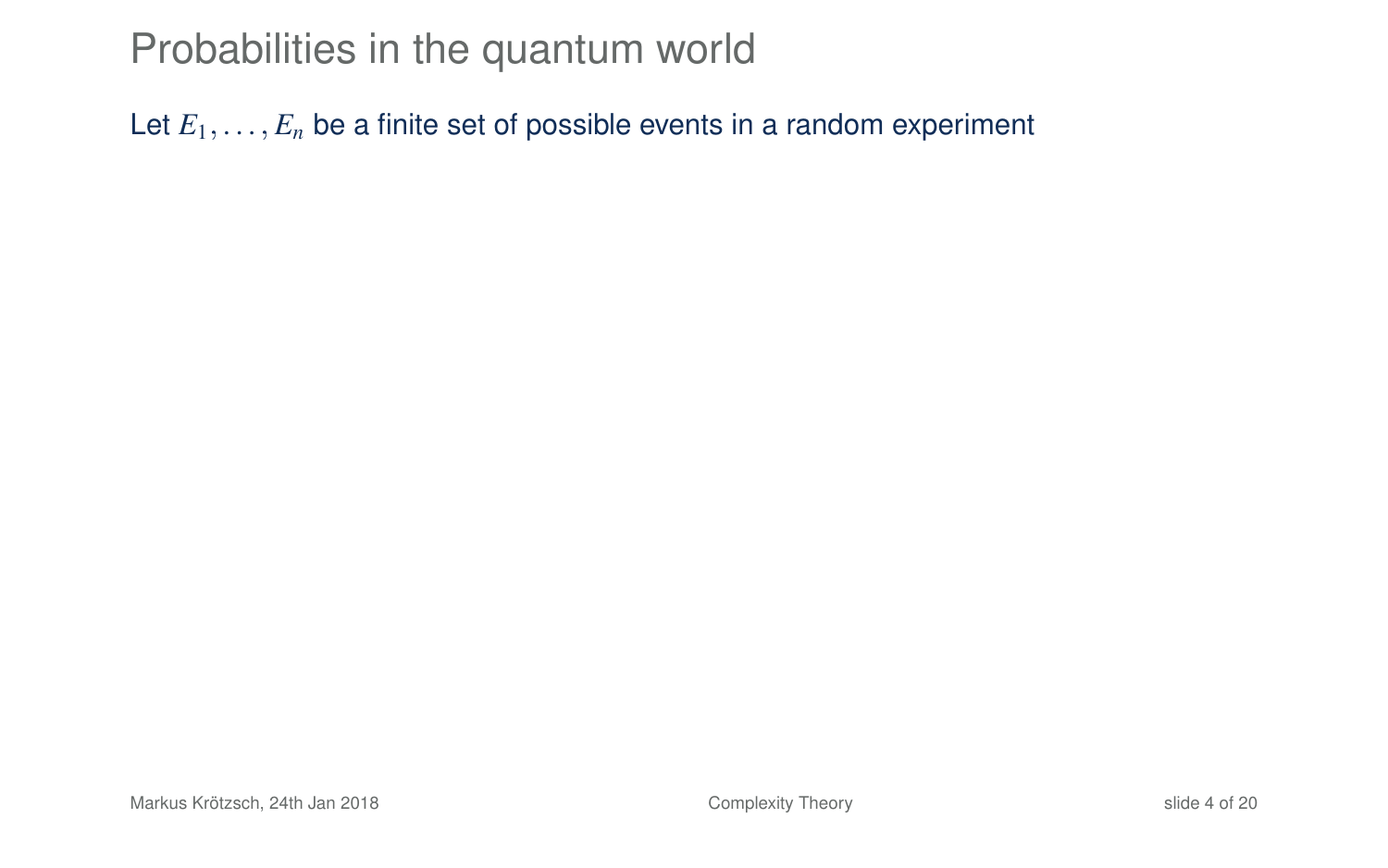# Probabilities in the quantum world

Let $E_1, \ldots, E_n$ be a finite set of possible events in a random experiment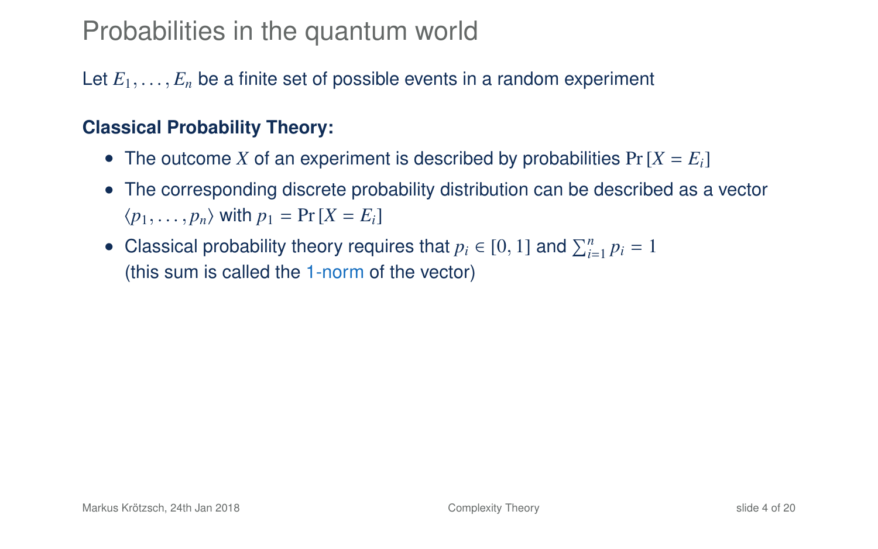# Probabilities in the quantum world

Let $E_1, \ldots, E_n$ be a finite set of possible events in a random experiment

**Classical Probability Theory:**

- The outcome $X$ of an experiment is described by probabilities $\Pr[X = E_i]$
- The corresponding discrete probability distribution can be described as a vector $\langle p_1, \ldots, p_n \rangle$ with $p_1 = \Pr[X = E_i]$
- Classical probability theory requires that $p_i \in [0, 1]$ and $\sum_{i=1}^{n} p_i = 1$ (this sum is called the 1-norm of the vector)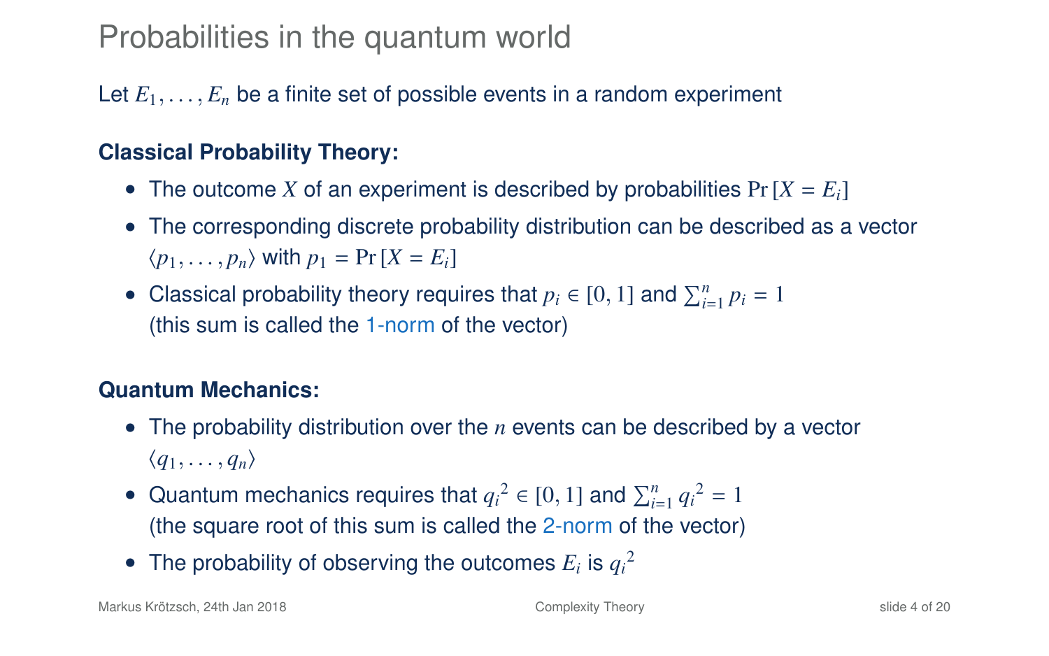# Probabilities in the quantum world

Let $E_1, \ldots, E_n$ be a finite set of possible events in a random experiment

**Classical Probability Theory:**

- The outcome $X$ of an experiment is described by probabilities $\Pr[X = E_i]$
- The corresponding discrete probability distribution can be described as a vector $\langle p_1, \ldots, p_n \rangle$ with $p_1 = \Pr[X = E_i]$
- Classical probability theory requires that $p_i \in [0, 1]$ and $\sum_{i=1}^{n} p_i = 1$ (this sum is called the 1-norm of the vector)

**Quantum Mechanics:**

- The probability distribution over the $n$ events can be described by a vector $\langle q_1, \ldots, q_n \rangle$
- Quantum mechanics requires that ${q_i}^2 \in [0, 1]$ and $\sum_{i=1}^{n} {q_i}^2 = 1$ (the square root of this sum is called the 2-norm of the vector)
- The probability of observing the outcomes $E_i$ is ${q_i}^2$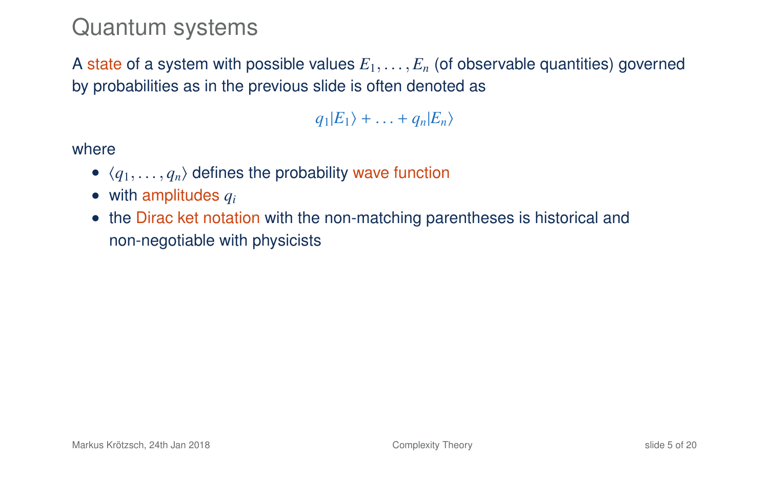# Quantum systems

A state of a system with possible values $E_1, \ldots, E_n$ (of observable quantities) governed by probabilities as in the previous slide is often denoted as

$$q_1|E_1\rangle + \ldots + q_n|E_n\rangle$$

where

- $\langle q_1, \ldots, q_n \rangle$ defines the probability wave function
- with amplitudes $q_i$
- the Dirac ket notation with the non-matching parentheses is historical and non-negotiable with physicists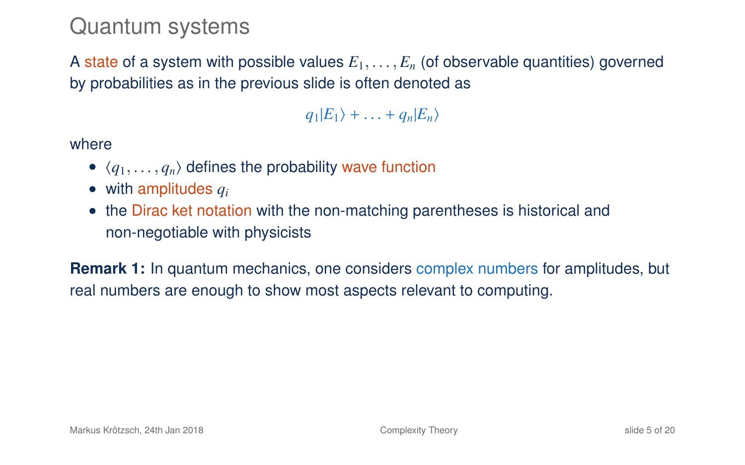# Quantum systems

A state of a system with possible values $E_1, \ldots, E_n$ (of observable quantities) governed by probabilities as in the previous slide is often denoted as

$$q_1|E_1\rangle + \ldots + q_n|E_n\rangle$$

where

- $\langle q_1, \ldots, q_n\rangle$ defines the probability wave function
- with amplitudes $q_i$
- the Dirac ket notation with the non-matching parentheses is historical and non-negotiable with physicists

**Remark 1:** In quantum mechanics, one considers complex numbers for amplitudes, but real numbers are enough to show most aspects relevant to computing.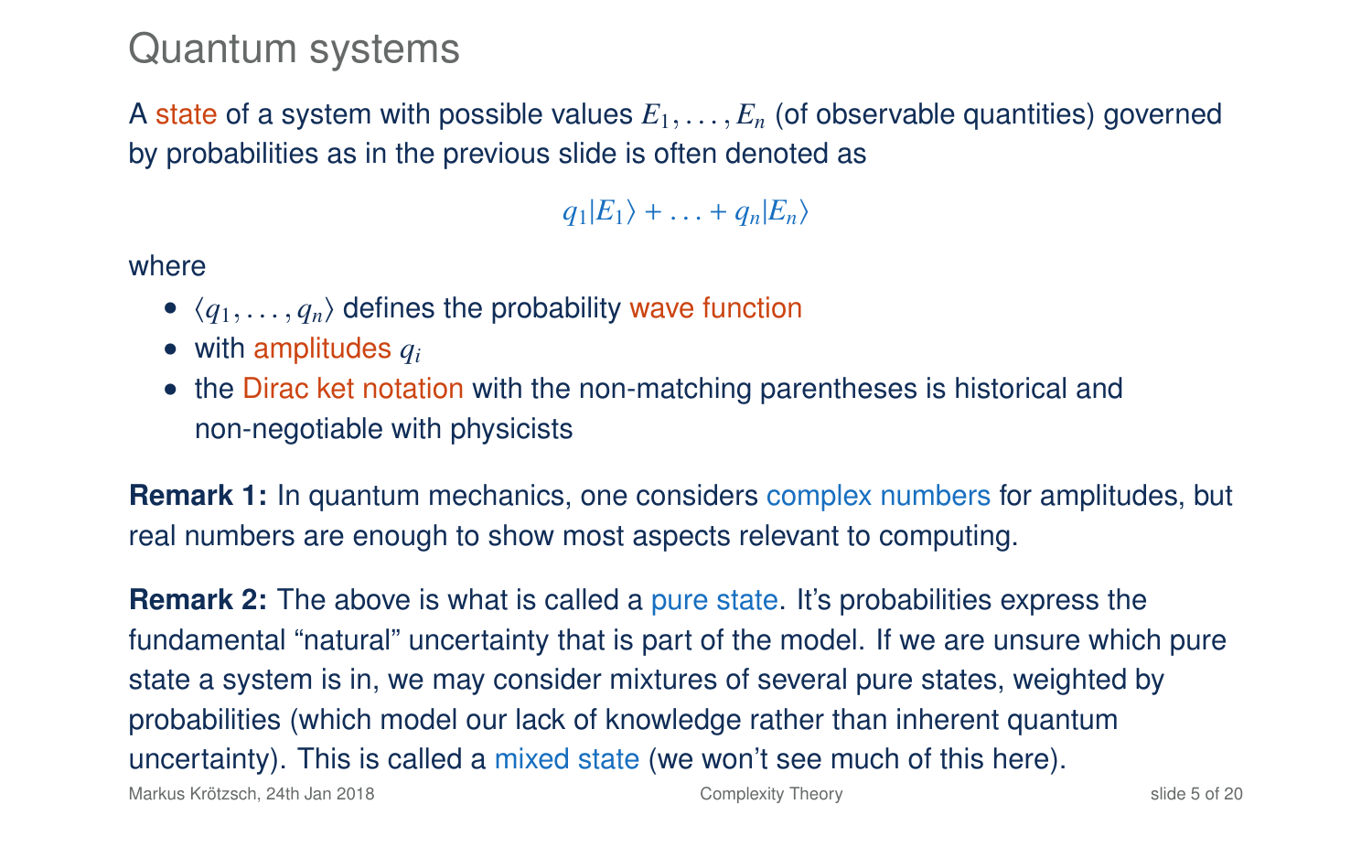# Quantum systems

A state of a system with possible values $E_1, \ldots, E_n$ (of observable quantities) governed by probabilities as in the previous slide is often denoted as

$$q_1|E_1\rangle + \ldots + q_n|E_n\rangle$$

where

- $\langle q_1, \ldots, q_n \rangle$ defines the probability wave function
- with amplitudes $q_i$
- the Dirac ket notation with the non-matching parentheses is historical and non-negotiable with physicists

**Remark 1:** In quantum mechanics, one considers complex numbers for amplitudes, but real numbers are enough to show most aspects relevant to computing.

**Remark 2:** The above is what is called a pure state. It's probabilities express the fundamental "natural" uncertainty that is part of the model. If we are unsure which pure state a system is in, we may consider mixtures of several pure states, weighted by probabilities (which model our lack of knowledge rather than inherent quantum uncertainty). This is called a mixed state (we won't see much of this here).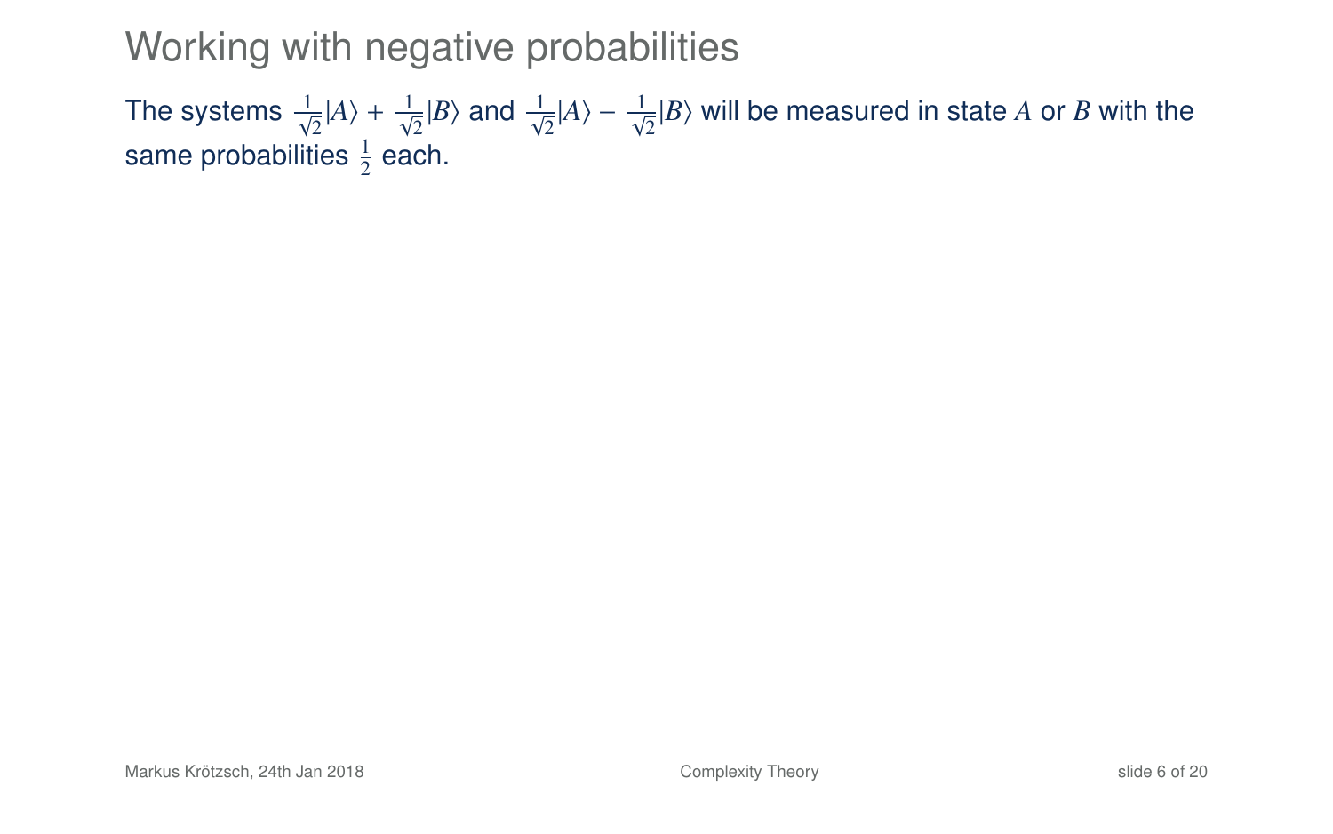# Working with negative probabilities

The systems $\frac{1}{\sqrt{2}}|A\rangle + \frac{1}{\sqrt{2}}|B\rangle$ and $\frac{1}{\sqrt{2}}|A\rangle - \frac{1}{\sqrt{2}}|B\rangle$ will be measured in state $A$ or $B$ with the same probabilities $\frac{1}{2}$ each.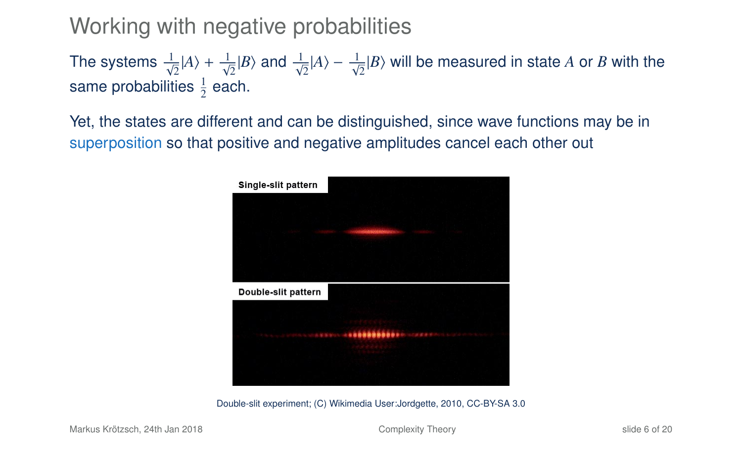# Working with negative probabilities

The systems $\frac{1}{\sqrt{2}}|A\rangle + \frac{1}{\sqrt{2}}|B\rangle$ and $\frac{1}{\sqrt{2}}|A\rangle - \frac{1}{\sqrt{2}}|B\rangle$ will be measured in state $A$ or $B$ with the same probabilities $\frac{1}{2}$ each.

Yet, the states are different and can be distinguished, since wave functions may be in superposition so that positive and negative amplitudes cancel each other out

Single-slit pattern

Double-slit pattern

Double-slit experiment; (C) Wikimedia User:Jordgette, 2010, CC-BY-SA 3.0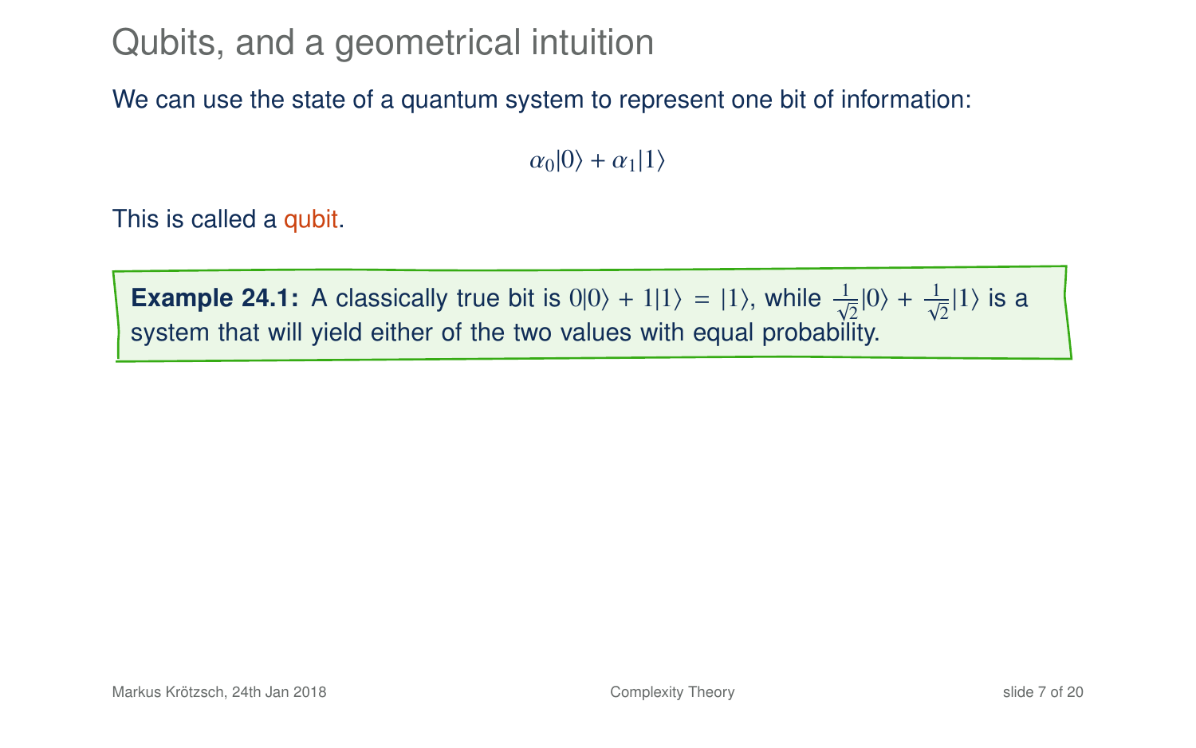# Qubits, and a geometrical intuition

We can use the state of a quantum system to represent one bit of information:

$$\alpha_0|0\rangle + \alpha_1|1\rangle$$

This is called a qubit.

**Example 24.1:** A classically true bit is $0|0\rangle + 1|1\rangle = |1\rangle$, while $\frac{1}{\sqrt{2}}|0\rangle + \frac{1}{\sqrt{2}}|1\rangle$ is a system that will yield either of the two values with equal probability.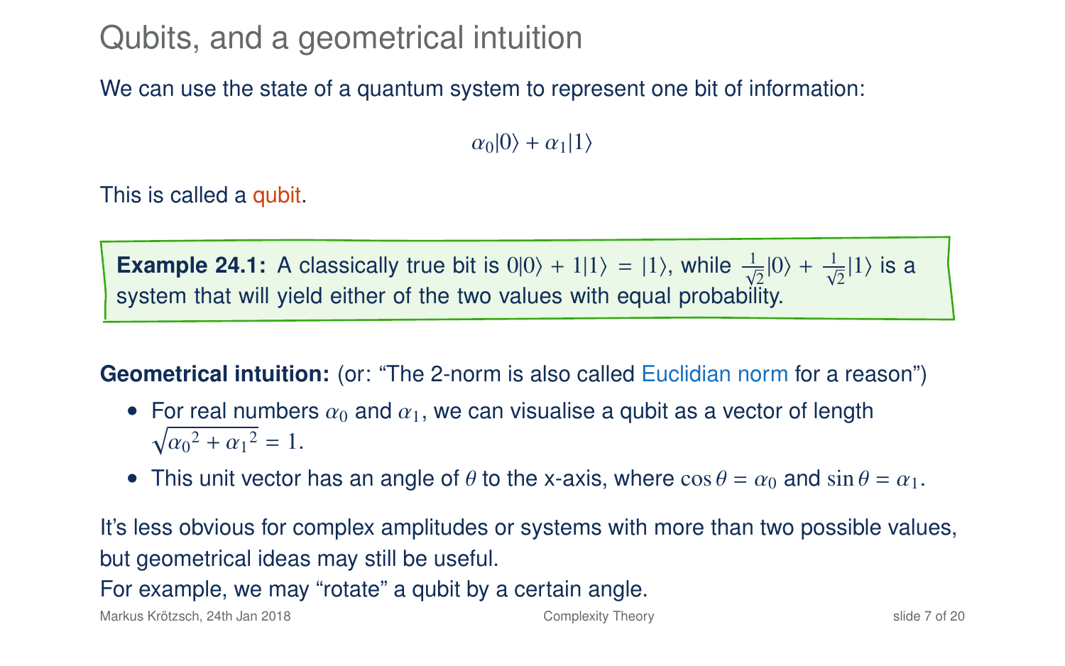# Qubits, and a geometrical intuition

We can use the state of a quantum system to represent one bit of information:

$$\alpha_0|0\rangle + \alpha_1|1\rangle$$

This is called a qubit.

> **Example 24.1:** A classically true bit is $0|0\rangle + 1|1\rangle = |1\rangle$, while $\frac{1}{\sqrt{2}}|0\rangle + \frac{1}{\sqrt{2}}|1\rangle$ is a system that will yield either of the two values with equal probability.

**Geometrical intuition:** (or: "The 2-norm is also called Euclidian norm for a reason")

- For real numbers $\alpha_0$ and $\alpha_1$, we can visualise a qubit as a vector of length $\sqrt{{\alpha_0}^2 + {\alpha_1}^2} = 1$.
- This unit vector has an angle of $\theta$ to the x-axis, where $\cos\theta = \alpha_0$ and $\sin\theta = \alpha_1$.

It's less obvious for complex amplitudes or systems with more than two possible values, but geometrical ideas may still be useful.
For example, we may "rotate" a qubit by a certain angle.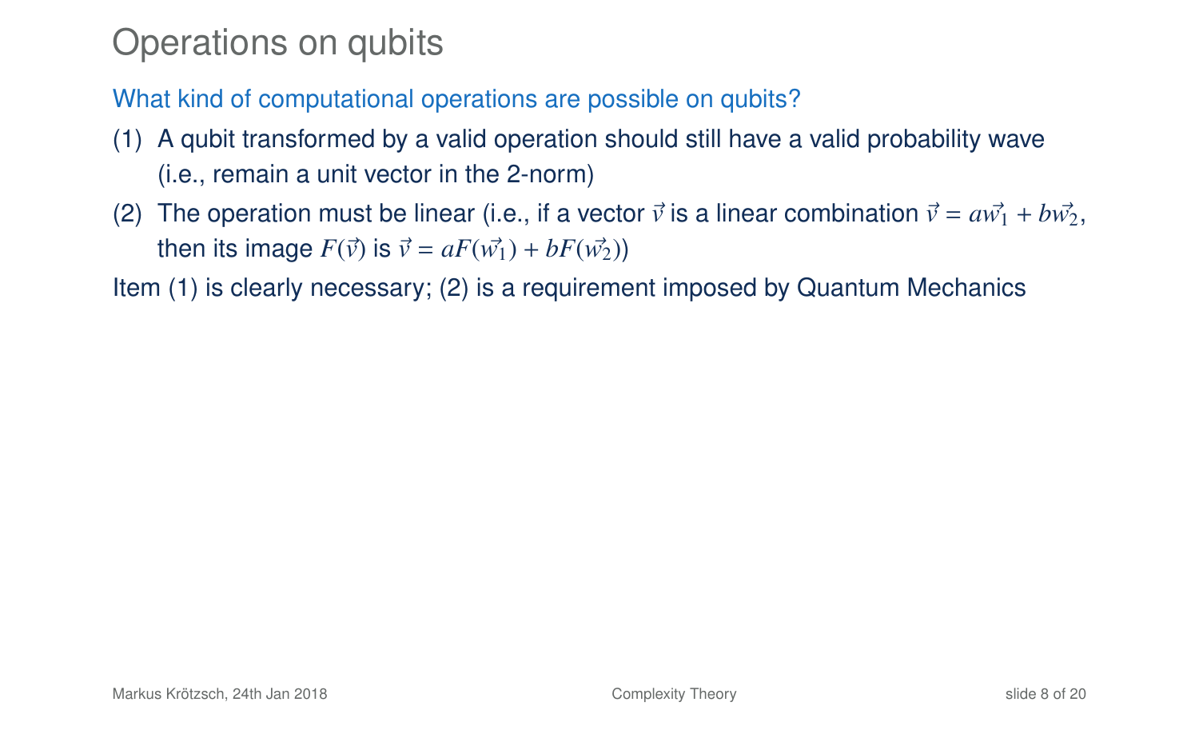# Operations on qubits

What kind of computational operations are possible on qubits?

(1) A qubit transformed by a valid operation should still have a valid probability wave (i.e., remain a unit vector in the 2-norm)

(2) The operation must be linear (i.e., if a vector $\vec{v}$ is a linear combination $\vec{v} = a\vec{w_1} + b\vec{w_2}$, then its image $F(\vec{v})$ is $\vec{v} = aF(\vec{w_1}) + bF(\vec{w_2})$)

Item (1) is clearly necessary; (2) is a requirement imposed by Quantum Mechanics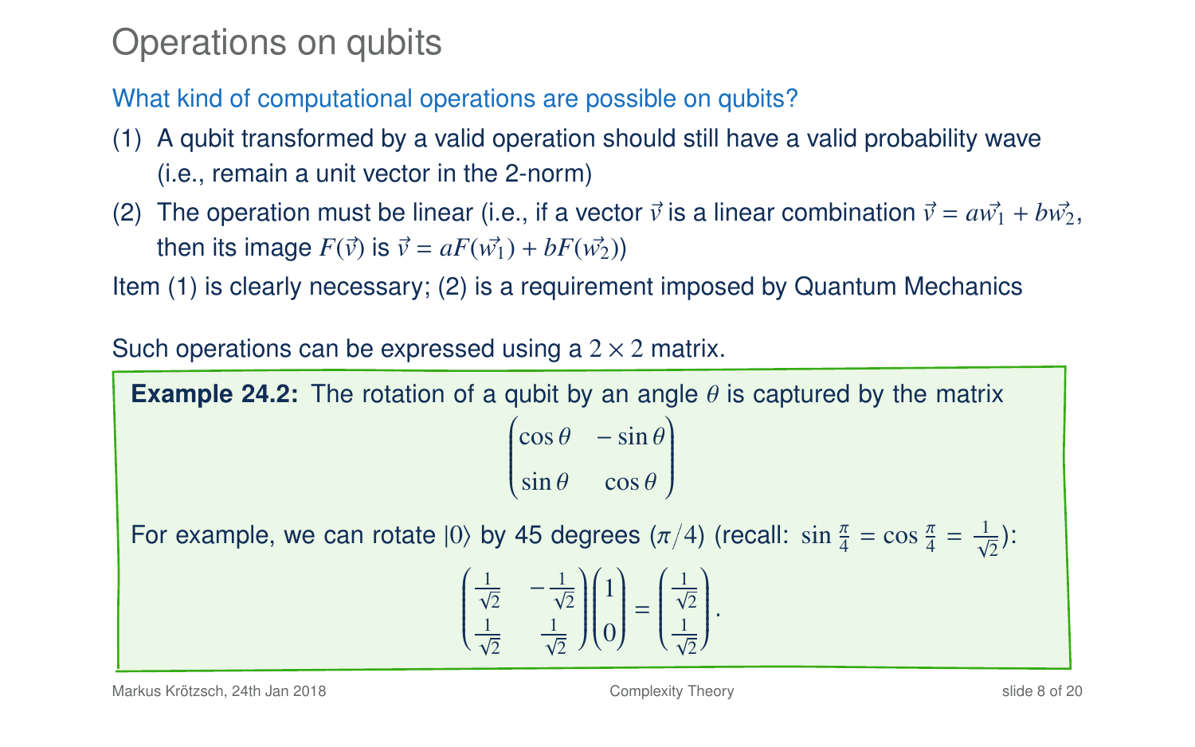# Operations on qubits

What kind of computational operations are possible on qubits?

(1) A qubit transformed by a valid operation should still have a valid probability wave (i.e., remain a unit vector in the 2-norm)

(2) The operation must be linear (i.e., if a vector $\vec{v}$ is a linear combination $\vec{v} = a\vec{w_1} + b\vec{w_2}$, then its image $F(\vec{v})$ is $\vec{v} = aF(\vec{w_1}) + bF(\vec{w_2})$)

Item (1) is clearly necessary; (2) is a requirement imposed by Quantum Mechanics

Such operations can be expressed using a $2 \times 2$ matrix.

**Example 24.2:** The rotation of a qubit by an angle $\theta$ is captured by the matrix

$$\begin{pmatrix} \cos\theta & -\sin\theta \\ \sin\theta & \cos\theta \end{pmatrix}$$

For example, we can rotate $|0\rangle$ by 45 degrees ($\pi/4$) (recall: $\sin\frac{\pi}{4} = \cos\frac{\pi}{4} = \frac{1}{\sqrt{2}}$):

$$\begin{pmatrix} \frac{1}{\sqrt{2}} & -\frac{1}{\sqrt{2}} \\ \frac{1}{\sqrt{2}} & \frac{1}{\sqrt{2}} \end{pmatrix} \begin{pmatrix} 1 \\ 0 \end{pmatrix} = \begin{pmatrix} \frac{1}{\sqrt{2}} \\ \frac{1}{\sqrt{2}} \end{pmatrix}.$$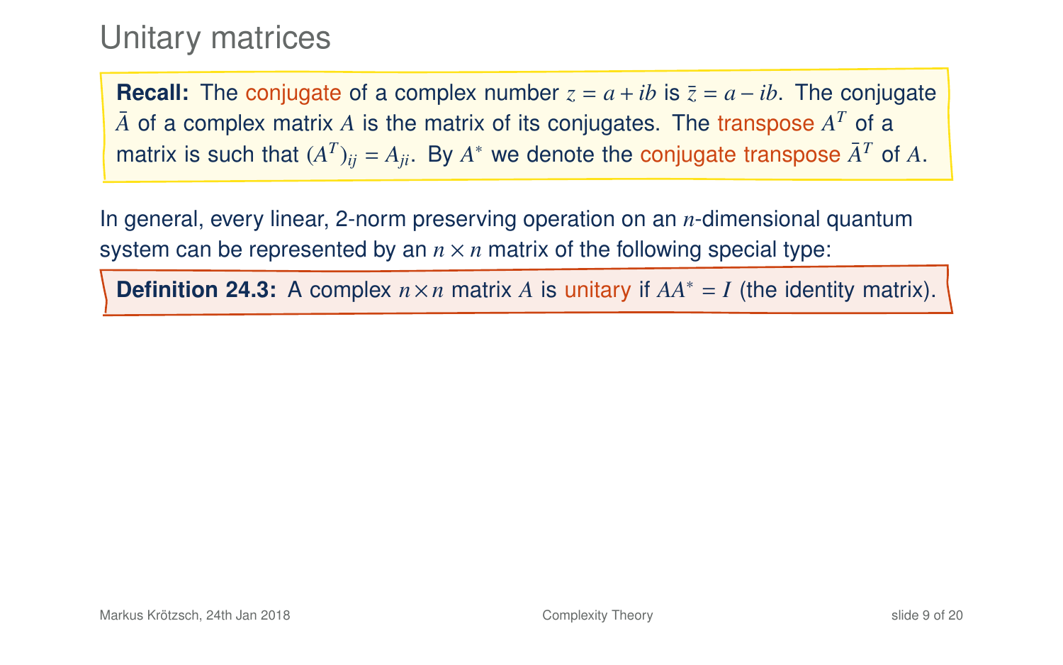# Unitary matrices

**Recall:** The conjugate of a complex number $z = a + ib$ is $\bar{z} = a - ib$. The conjugate $\bar{A}$ of a complex matrix $A$ is the matrix of its conjugates. The transpose $A^T$ of a matrix is such that $(A^T)_{ij} = A_{ji}$. By $A^*$ we denote the conjugate transpose $\bar{A}^T$ of $A$.

In general, every linear, 2-norm preserving operation on an $n$-dimensional quantum system can be represented by an $n \times n$ matrix of the following special type:

**Definition 24.3:** A complex $n \times n$ matrix $A$ is unitary if $AA^* = I$ (the identity matrix).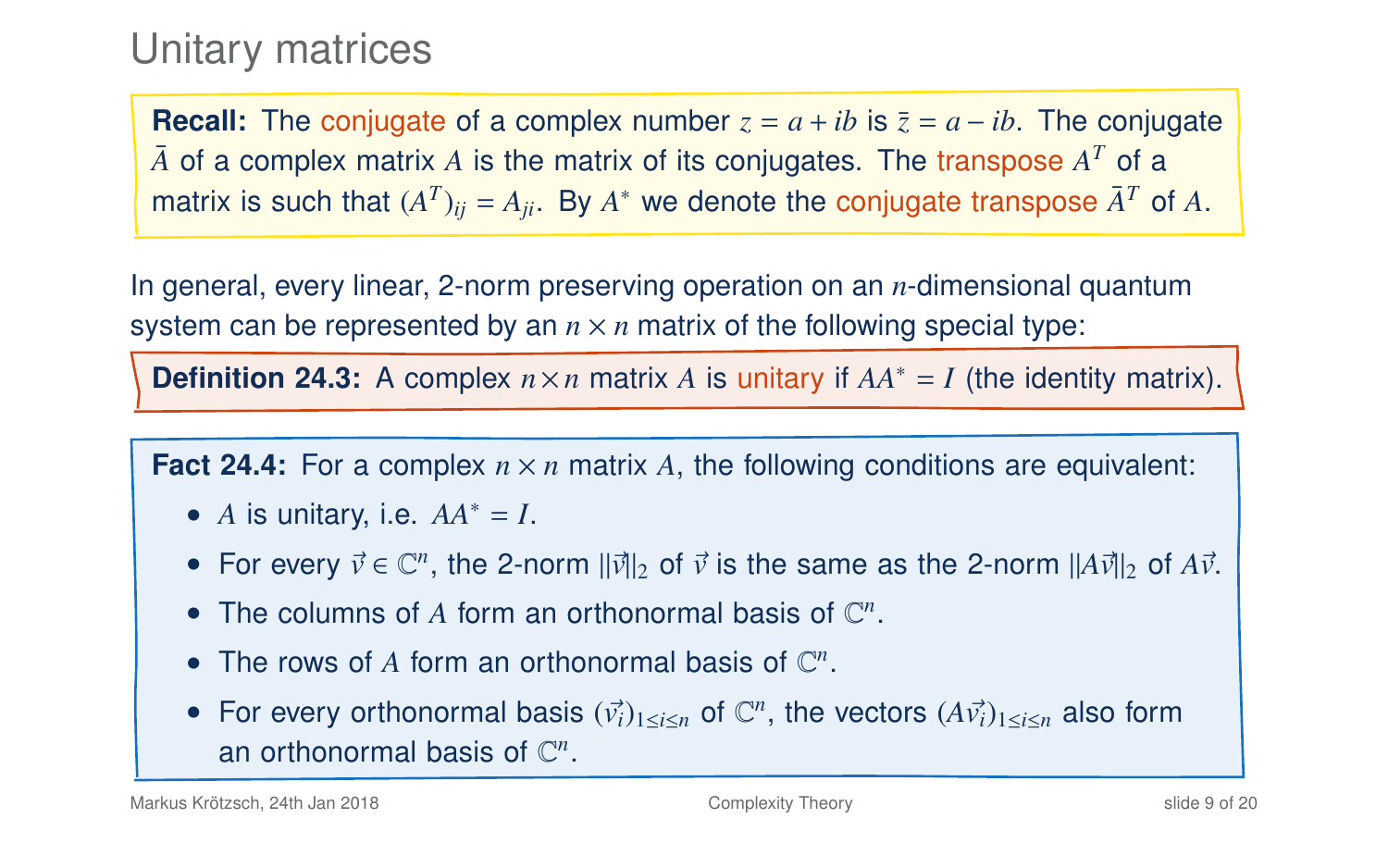# Unitary matrices

**Recall:** The conjugate of a complex number $z = a + ib$ is $\bar{z} = a - ib$. The conjugate $\bar{A}$ of a complex matrix $A$ is the matrix of its conjugates. The transpose $A^T$ of a matrix is such that $(A^T)_{ij} = A_{ji}$. By $A^*$ we denote the conjugate transpose $\bar{A}^T$ of $A$.

In general, every linear, 2-norm preserving operation on an $n$-dimensional quantum system can be represented by an $n \times n$ matrix of the following special type:

**Definition 24.3:** A complex $n \times n$ matrix $A$ is unitary if $AA^* = I$ (the identity matrix).

**Fact 24.4:** For a complex $n \times n$ matrix $A$, the following conditions are equivalent:

- $A$ is unitary, i.e. $AA^* = I$.
- For every $\vec{v} \in \mathbb{C}^n$, the 2-norm $\|\vec{v}\|_2$ of $\vec{v}$ is the same as the 2-norm $\|A\vec{v}\|_2$ of $A\vec{v}$.
- The columns of $A$ form an orthonormal basis of $\mathbb{C}^n$.
- The rows of $A$ form an orthonormal basis of $\mathbb{C}^n$.
- For every orthonormal basis $(\vec{v}_i)_{1 \leq i \leq n}$ of $\mathbb{C}^n$, the vectors $(A\vec{v}_i)_{1 \leq i \leq n}$ also form an orthonormal basis of $\mathbb{C}^n$.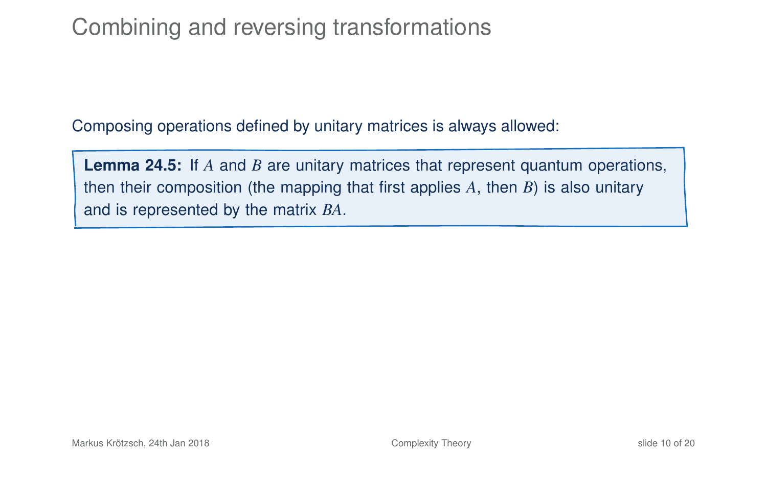# Combining and reversing transformations

Composing operations defined by unitary matrices is always allowed:

**Lemma 24.5:** If $A$ and $B$ are unitary matrices that represent quantum operations, then their composition (the mapping that first applies $A$, then $B$) is also unitary and is represented by the matrix $BA$.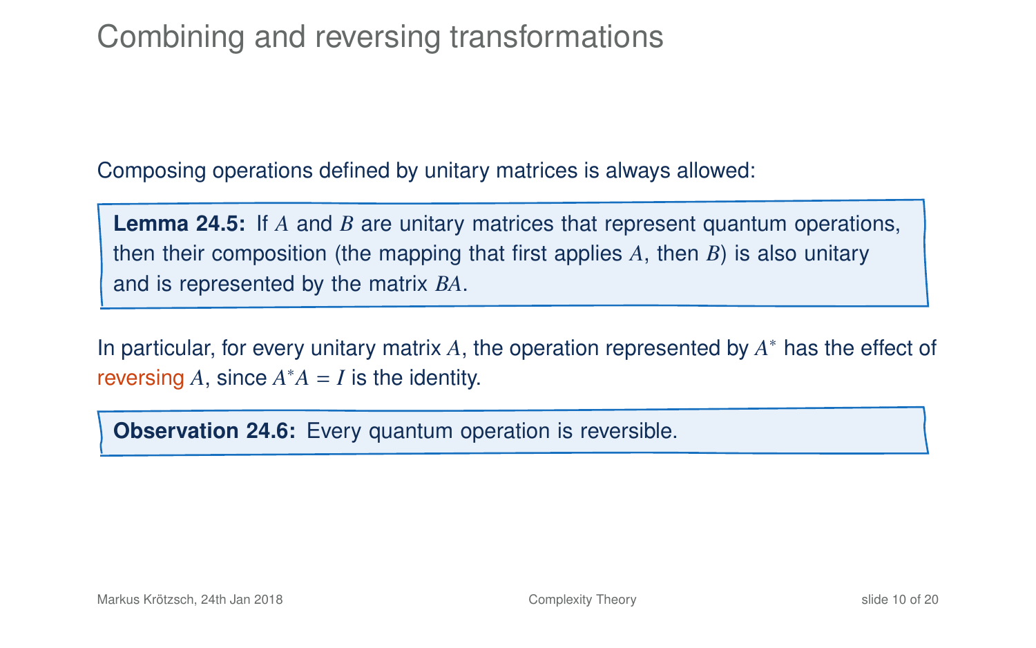# Combining and reversing transformations

Composing operations defined by unitary matrices is always allowed:

**Lemma 24.5:** If $A$ and $B$ are unitary matrices that represent quantum operations, then their composition (the mapping that first applies $A$, then $B$) is also unitary and is represented by the matrix $BA$.

In particular, for every unitary matrix $A$, the operation represented by $A^*$ has the effect of reversing $A$, since $A^*A = I$ is the identity.

**Observation 24.6:** Every quantum operation is reversible.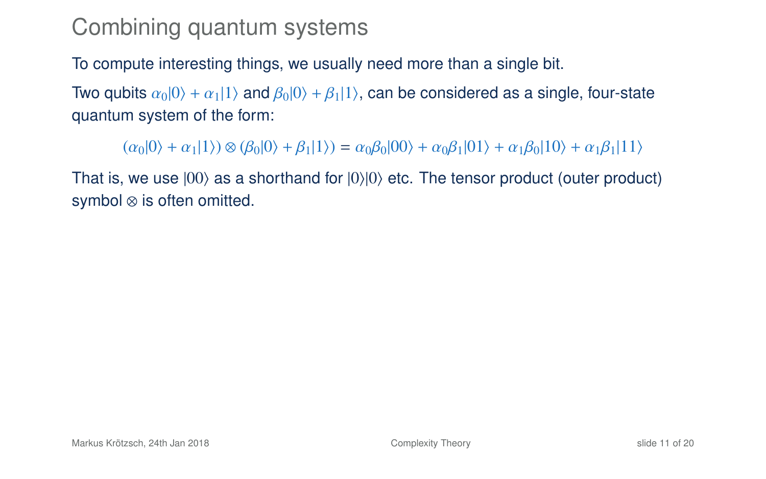# Combining quantum systems

To compute interesting things, we usually need more than a single bit.

Two qubits $\alpha_0|0\rangle + \alpha_1|1\rangle$ and $\beta_0|0\rangle + \beta_1|1\rangle$, can be considered as a single, four-state quantum system of the form:

$$(\alpha_0|0\rangle + \alpha_1|1\rangle) \otimes (\beta_0|0\rangle + \beta_1|1\rangle) = \alpha_0\beta_0|00\rangle + \alpha_0\beta_1|01\rangle + \alpha_1\beta_0|10\rangle + \alpha_1\beta_1|11\rangle$$

That is, we use $|00\rangle$ as a shorthand for $|0\rangle|0\rangle$ etc. The tensor product (outer product) symbol $\otimes$ is often omitted.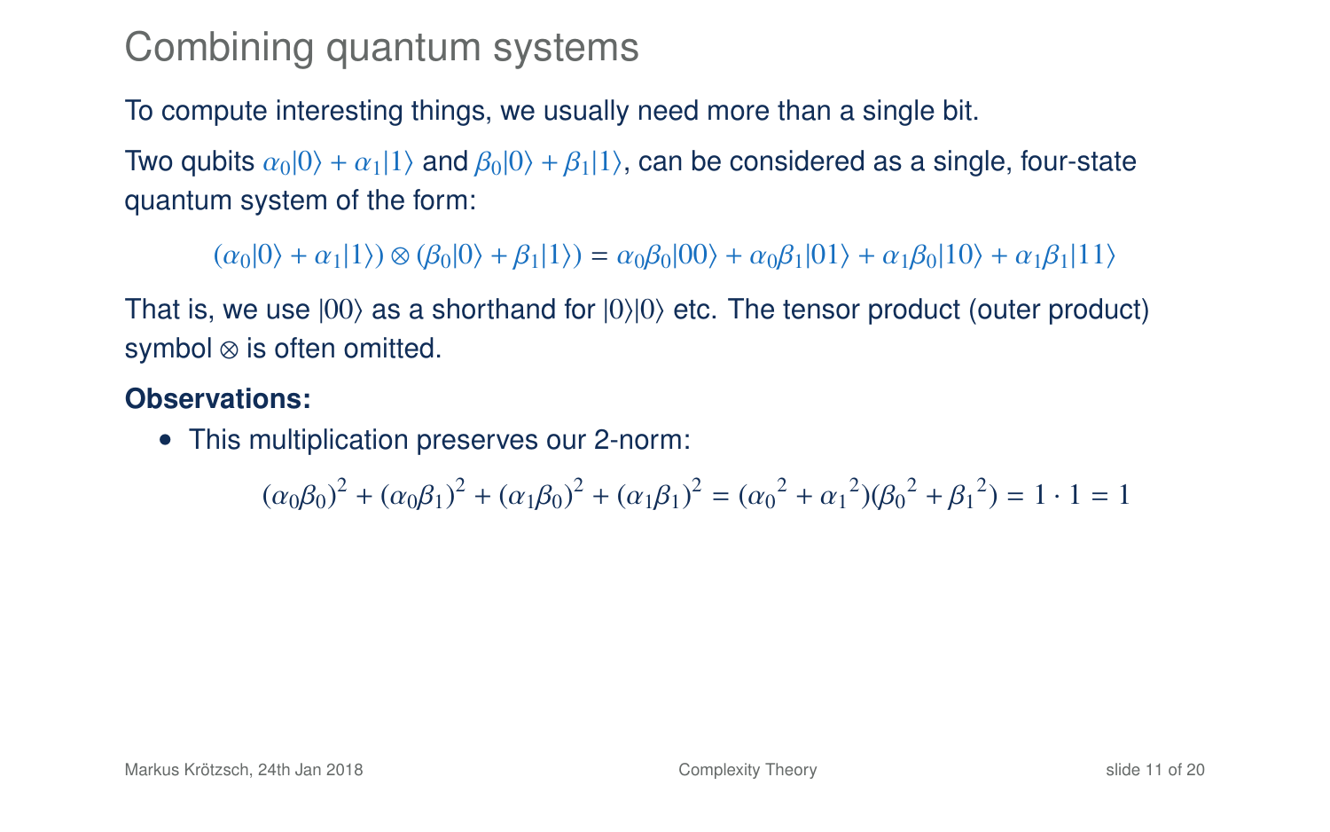# Combining quantum systems

To compute interesting things, we usually need more than a single bit.

Two qubits $\alpha_0|0\rangle + \alpha_1|1\rangle$ and $\beta_0|0\rangle + \beta_1|1\rangle$, can be considered as a single, four-state quantum system of the form:

$$(\alpha_0|0\rangle + \alpha_1|1\rangle) \otimes (\beta_0|0\rangle + \beta_1|1\rangle) = \alpha_0\beta_0|00\rangle + \alpha_0\beta_1|01\rangle + \alpha_1\beta_0|10\rangle + \alpha_1\beta_1|11\rangle$$

That is, we use $|00\rangle$ as a shorthand for $|0\rangle|0\rangle$ etc. The tensor product (outer product) symbol $\otimes$ is often omitted.

**Observations:**

- This multiplication preserves our 2-norm:

$$(\alpha_0\beta_0)^2 + (\alpha_0\beta_1)^2 + (\alpha_1\beta_0)^2 + (\alpha_1\beta_1)^2 = ({\alpha_0}^2 + {\alpha_1}^2)({\beta_0}^2 + {\beta_1}^2) = 1 \cdot 1 = 1$$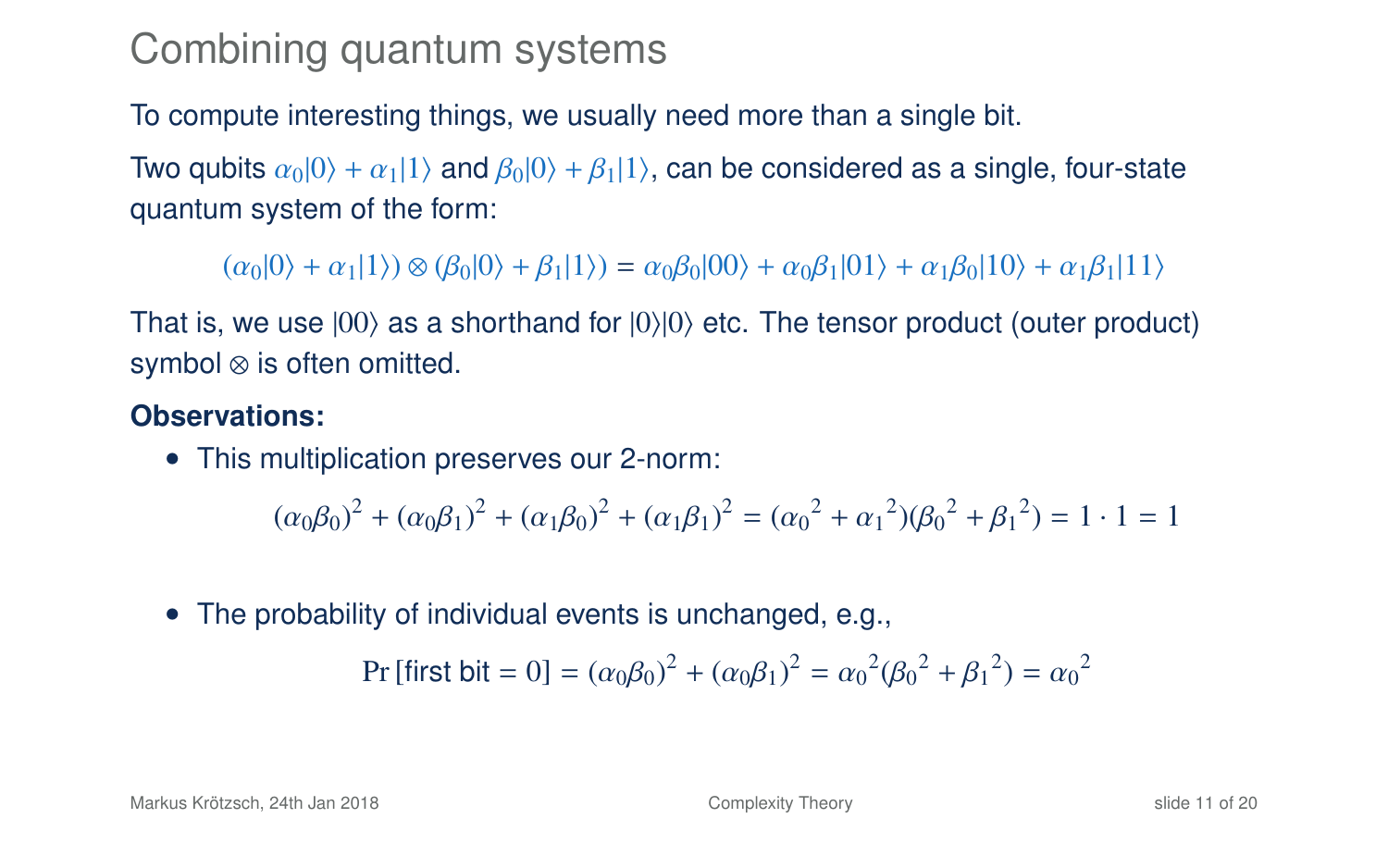# Combining quantum systems

To compute interesting things, we usually need more than a single bit.

Two qubits $\alpha_0|0\rangle + \alpha_1|1\rangle$ and $\beta_0|0\rangle + \beta_1|1\rangle$, can be considered as a single, four-state quantum system of the form:

$$(\alpha_0|0\rangle + \alpha_1|1\rangle) \otimes (\beta_0|0\rangle + \beta_1|1\rangle) = \alpha_0\beta_0|00\rangle + \alpha_0\beta_1|01\rangle + \alpha_1\beta_0|10\rangle + \alpha_1\beta_1|11\rangle$$

That is, we use $|00\rangle$ as a shorthand for $|0\rangle|0\rangle$ etc. The tensor product (outer product) symbol $\otimes$ is often omitted.

**Observations:**

- This multiplication preserves our 2-norm:

$$(\alpha_0\beta_0)^2 + (\alpha_0\beta_1)^2 + (\alpha_1\beta_0)^2 + (\alpha_1\beta_1)^2 = (\alpha_0{}^2 + \alpha_1{}^2)(\beta_0{}^2 + \beta_1{}^2) = 1 \cdot 1 = 1$$

- The probability of individual events is unchanged, e.g.,

$$\Pr[\text{first bit} = 0] = (\alpha_0\beta_0)^2 + (\alpha_0\beta_1)^2 = \alpha_0{}^2(\beta_0{}^2 + \beta_1{}^2) = \alpha_0{}^2$$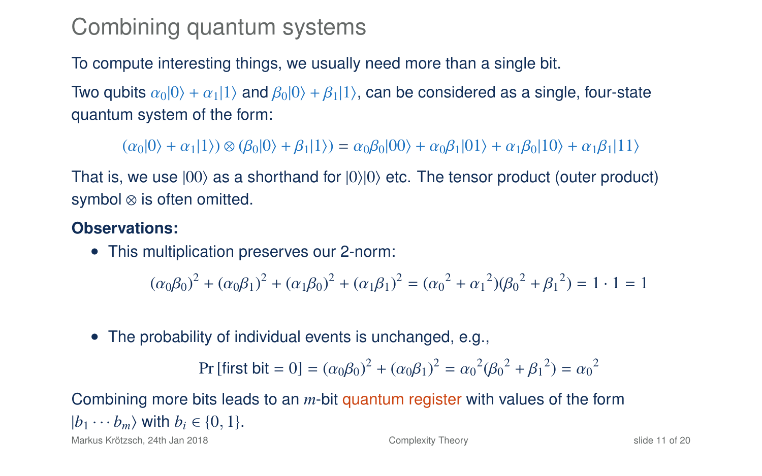# Combining quantum systems

To compute interesting things, we usually need more than a single bit.

Two qubits $\alpha_0|0\rangle + \alpha_1|1\rangle$ and $\beta_0|0\rangle + \beta_1|1\rangle$, can be considered as a single, four-state quantum system of the form:

$$(\alpha_0|0\rangle + \alpha_1|1\rangle) \otimes (\beta_0|0\rangle + \beta_1|1\rangle) = \alpha_0\beta_0|00\rangle + \alpha_0\beta_1|01\rangle + \alpha_1\beta_0|10\rangle + \alpha_1\beta_1|11\rangle$$

That is, we use $|00\rangle$ as a shorthand for $|0\rangle|0\rangle$ etc. The tensor product (outer product) symbol $\otimes$ is often omitted.

**Observations:**

- This multiplication preserves our 2-norm:

$$(\alpha_0\beta_0)^2 + (\alpha_0\beta_1)^2 + (\alpha_1\beta_0)^2 + (\alpha_1\beta_1)^2 = ({\alpha_0}^2 + {\alpha_1}^2)({\beta_0}^2 + {\beta_1}^2) = 1 \cdot 1 = 1$$

- The probability of individual events is unchanged, e.g.,

$$\Pr[\text{first bit} = 0] = (\alpha_0\beta_0)^2 + (\alpha_0\beta_1)^2 = {\alpha_0}^2({\beta_0}^2 + {\beta_1}^2) = {\alpha_0}^2$$

Combining more bits leads to an $m$-bit quantum register with values of the form $|b_1 \cdots b_m\rangle$ with $b_i \in \{0, 1\}$.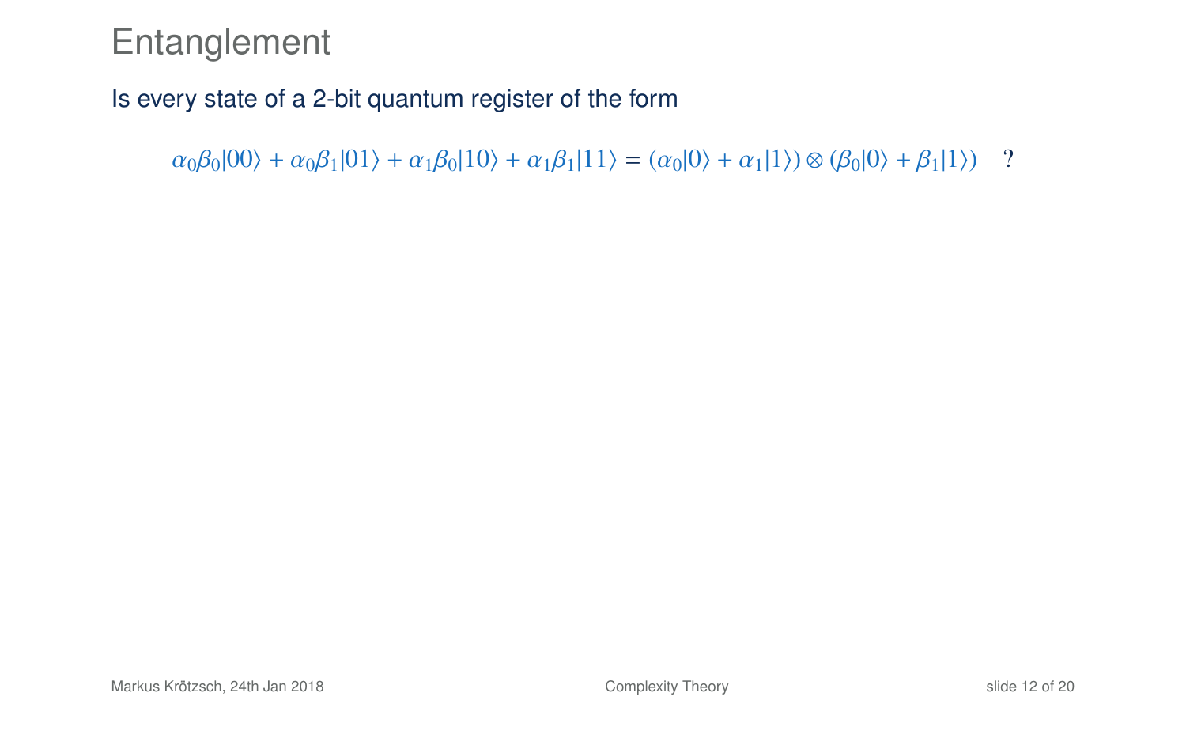# Entanglement

Is every state of a 2-bit quantum register of the form

$$\alpha_0\beta_0|00\rangle + \alpha_0\beta_1|01\rangle + \alpha_1\beta_0|10\rangle + \alpha_1\beta_1|11\rangle = (\alpha_0|0\rangle + \alpha_1|1\rangle) \otimes (\beta_0|0\rangle + \beta_1|1\rangle) \quad ?$$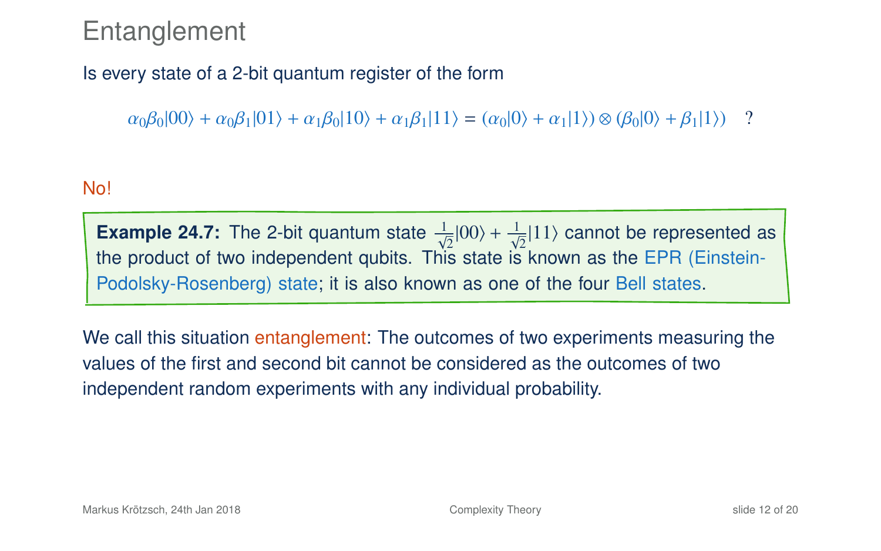# Entanglement

Is every state of a 2-bit quantum register of the form

$$\alpha_0\beta_0|00\rangle + \alpha_0\beta_1|01\rangle + \alpha_1\beta_0|10\rangle + \alpha_1\beta_1|11\rangle = (\alpha_0|0\rangle + \alpha_1|1\rangle) \otimes (\beta_0|0\rangle + \beta_1|1\rangle) \quad ?$$

No!

**Example 24.7:** The 2-bit quantum state $\frac{1}{\sqrt{2}}|00\rangle + \frac{1}{\sqrt{2}}|11\rangle$ cannot be represented as the product of two independent qubits. This state is known as the EPR (Einstein-Podolsky-Rosenberg) state; it is also known as one of the four Bell states.

We call this situation entanglement: The outcomes of two experiments measuring the values of the first and second bit cannot be considered as the outcomes of two independent random experiments with any individual probability.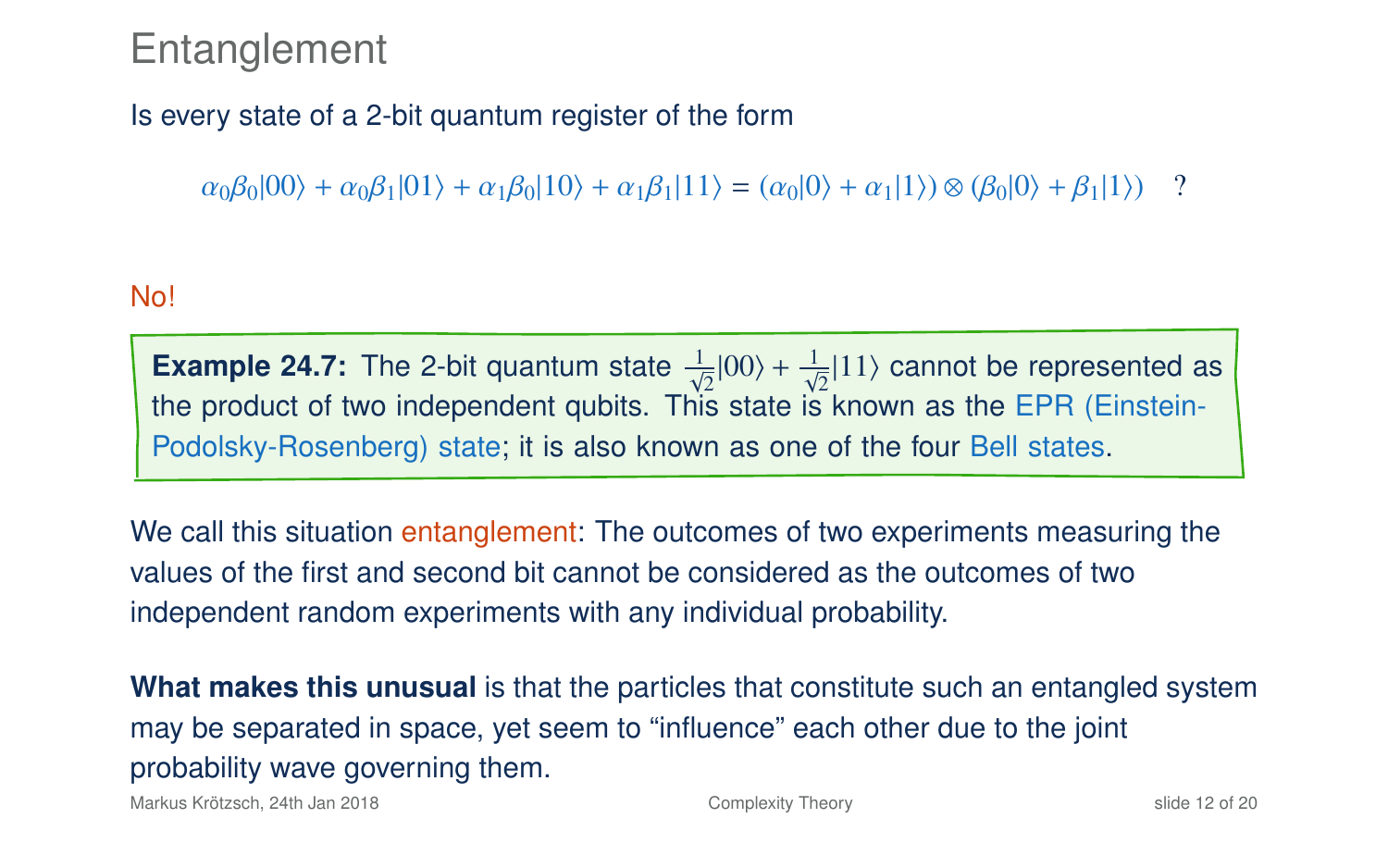# Entanglement

Is every state of a 2-bit quantum register of the form

$$\alpha_0\beta_0|00\rangle + \alpha_0\beta_1|01\rangle + \alpha_1\beta_0|10\rangle + \alpha_1\beta_1|11\rangle = (\alpha_0|0\rangle + \alpha_1|1\rangle) \otimes (\beta_0|0\rangle + \beta_1|1\rangle) \quad ?$$

No!

**Example 24.7:** The 2-bit quantum state $\frac{1}{\sqrt{2}}|00\rangle + \frac{1}{\sqrt{2}}|11\rangle$ cannot be represented as the product of two independent qubits. This state is known as the EPR (Einstein-Podolsky-Rosenberg) state; it is also known as one of the four Bell states.

We call this situation entanglement: The outcomes of two experiments measuring the values of the first and second bit cannot be considered as the outcomes of two independent random experiments with any individual probability.

**What makes this unusual** is that the particles that constitute such an entangled system may be separated in space, yet seem to "influence" each other due to the joint probability wave governing them.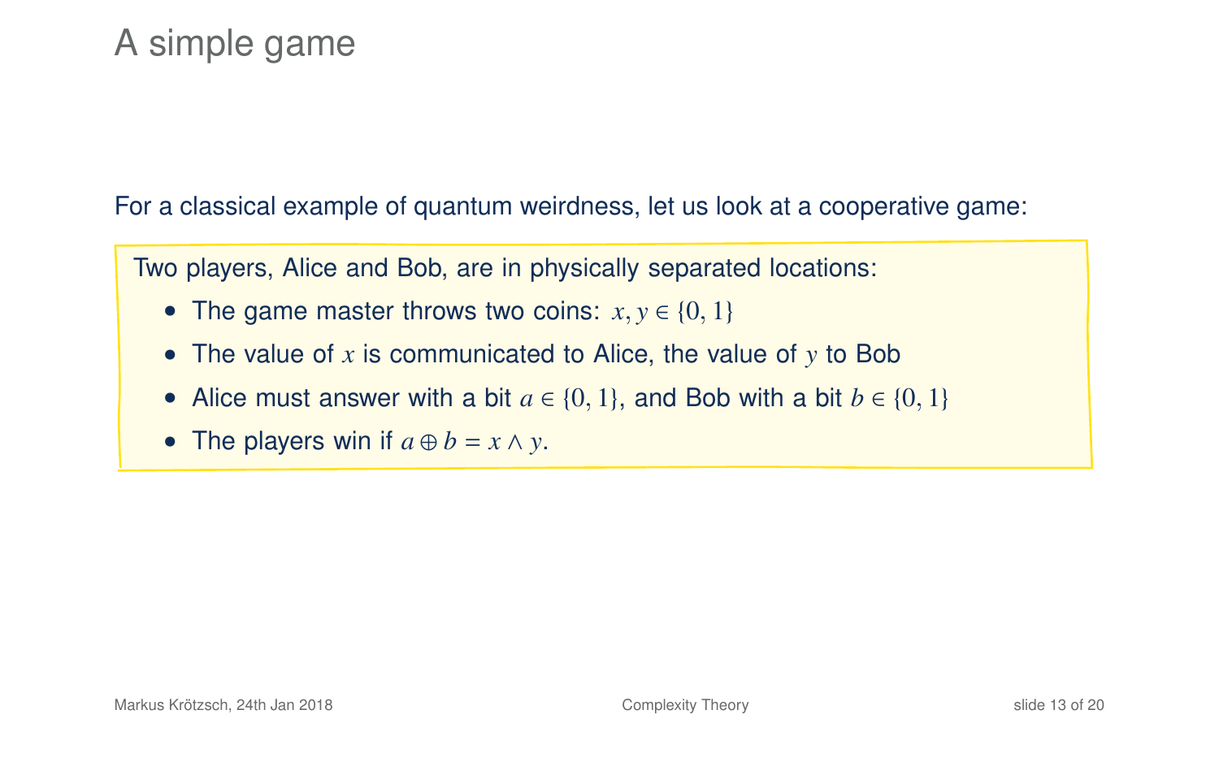# A simple game

For a classical example of quantum weirdness, let us look at a cooperative game:

Two players, Alice and Bob, are in physically separated locations:

- The game master throws two coins: $x, y \in \{0, 1\}$
- The value of $x$ is communicated to Alice, the value of $y$ to Bob
- Alice must answer with a bit $a \in \{0, 1\}$, and Bob with a bit $b \in \{0, 1\}$
- The players win if $a \oplus b = x \wedge y$.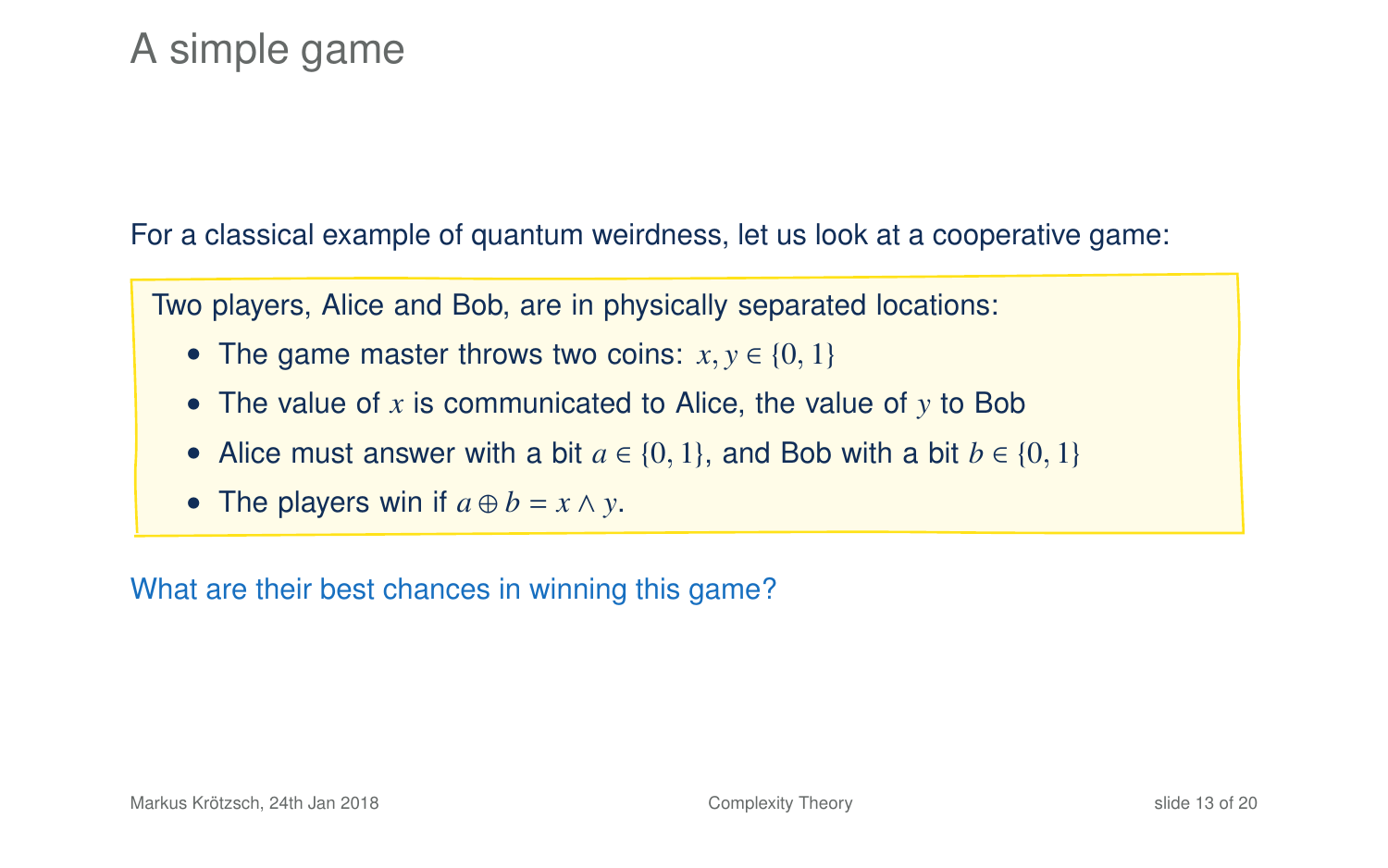# A simple game

For a classical example of quantum weirdness, let us look at a cooperative game:

Two players, Alice and Bob, are in physically separated locations:

- The game master throws two coins: $x, y \in \{0, 1\}$
- The value of $x$ is communicated to Alice, the value of $y$ to Bob
- Alice must answer with a bit $a \in \{0, 1\}$, and Bob with a bit $b \in \{0, 1\}$
- The players win if $a \oplus b = x \wedge y$.

What are their best chances in winning this game?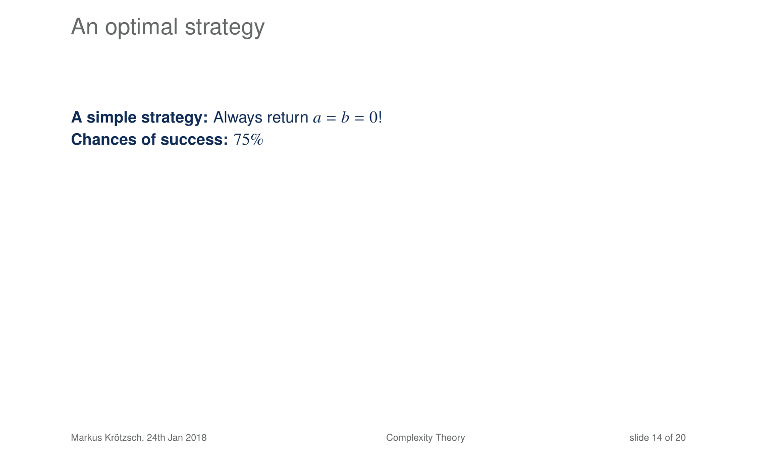# An optimal strategy

**A simple strategy:** Always return $a = b = 0$!
**Chances of success:** $75\%$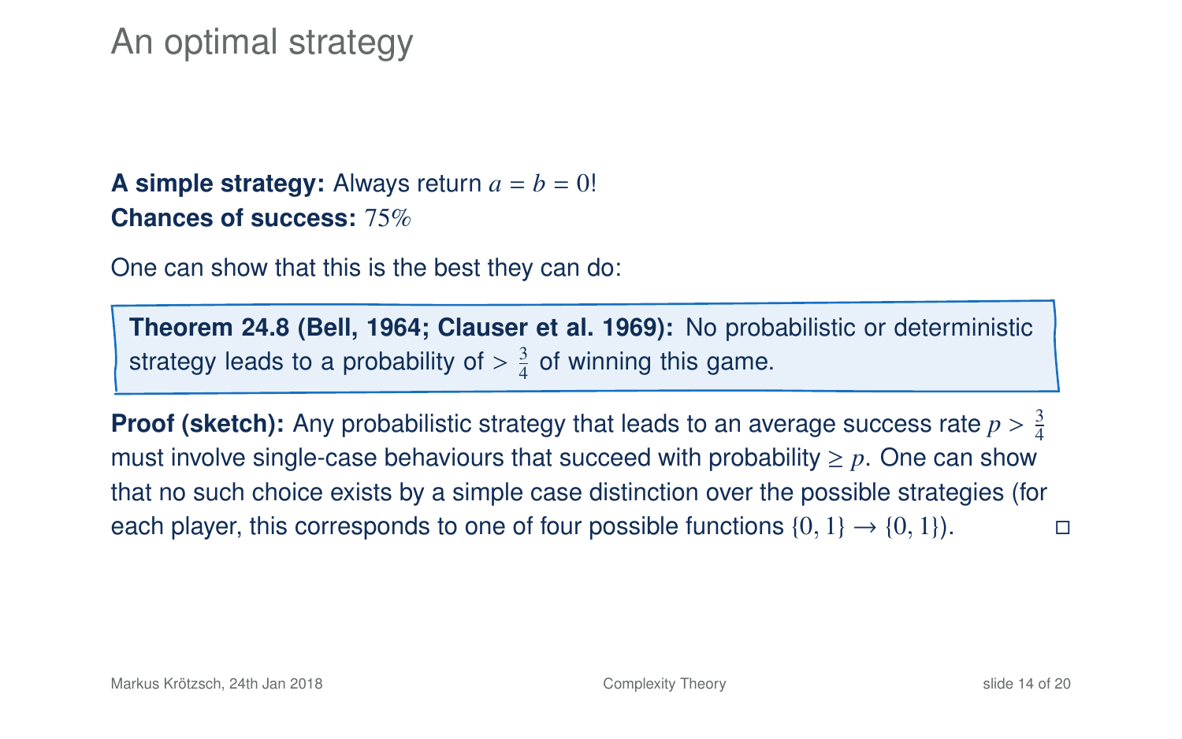# An optimal strategy

**A simple strategy:** Always return $a = b = 0$!
**Chances of success:** $75\%$

One can show that this is the best they can do:

**Theorem 24.8 (Bell, 1964; Clauser et al. 1969):** No probabilistic or deterministic strategy leads to a probability of $> \frac{3}{4}$ of winning this game.

**Proof (sketch):** Any probabilistic strategy that leads to an average success rate $p > \frac{3}{4}$ must involve single-case behaviours that succeed with probability $\geq p$. One can show that no such choice exists by a simple case distinction over the possible strategies (for each player, this corresponds to one of four possible functions $\{0, 1\} \to \{0, 1\}$). □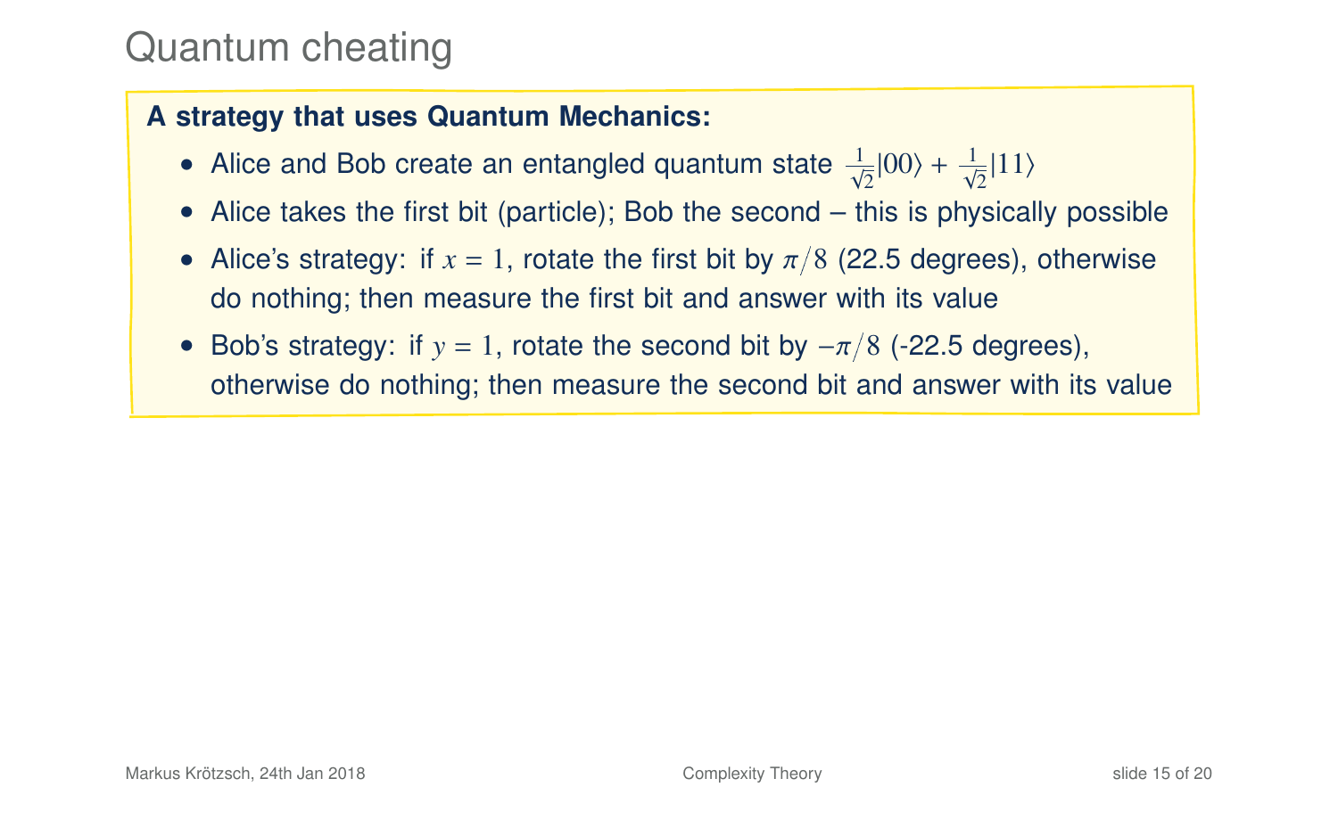# Quantum cheating

**A strategy that uses Quantum Mechanics:**

- Alice and Bob create an entangled quantum state $\frac{1}{\sqrt{2}}|00\rangle + \frac{1}{\sqrt{2}}|11\rangle$
- Alice takes the first bit (particle); Bob the second – this is physically possible
- Alice's strategy: if $x = 1$, rotate the first bit by $\pi/8$ (22.5 degrees), otherwise do nothing; then measure the first bit and answer with its value
- Bob's strategy: if $y = 1$, rotate the second bit by $-\pi/8$ (-22.5 degrees), otherwise do nothing; then measure the second bit and answer with its value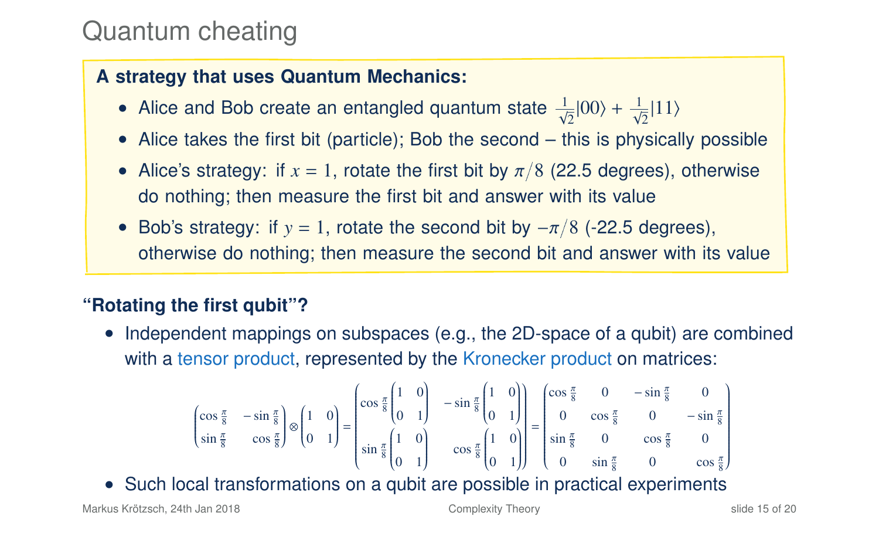# Quantum cheating

**A strategy that uses Quantum Mechanics:**

- Alice and Bob create an entangled quantum state $\frac{1}{\sqrt{2}}|00\rangle + \frac{1}{\sqrt{2}}|11\rangle$
- Alice takes the first bit (particle); Bob the second – this is physically possible
- Alice's strategy: if $x = 1$, rotate the first bit by $\pi/8$ (22.5 degrees), otherwise do nothing; then measure the first bit and answer with its value
- Bob's strategy: if $y = 1$, rotate the second bit by $-\pi/8$ (-22.5 degrees), otherwise do nothing; then measure the second bit and answer with its value

**"Rotating the first qubit"?**

- Independent mappings on subspaces (e.g., the 2D-space of a qubit) are combined with a tensor product, represented by the Kronecker product on matrices:

$$\begin{pmatrix} \cos\frac{\pi}{8} & -\sin\frac{\pi}{8} \\ \sin\frac{\pi}{8} & \cos\frac{\pi}{8} \end{pmatrix} \otimes \begin{pmatrix} 1 & 0 \\ 0 & 1 \end{pmatrix} = \begin{pmatrix} \cos\frac{\pi}{8}\begin{pmatrix} 1 & 0 \\ 0 & 1 \end{pmatrix} & -\sin\frac{\pi}{8}\begin{pmatrix} 1 & 0 \\ 0 & 1 \end{pmatrix} \\ \sin\frac{\pi}{8}\begin{pmatrix} 1 & 0 \\ 0 & 1 \end{pmatrix} & \cos\frac{\pi}{8}\begin{pmatrix} 1 & 0 \\ 0 & 1 \end{pmatrix} \end{pmatrix} = \begin{pmatrix} \cos\frac{\pi}{8} & 0 & -\sin\frac{\pi}{8} & 0 \\ 0 & \cos\frac{\pi}{8} & 0 & -\sin\frac{\pi}{8} \\ \sin\frac{\pi}{8} & 0 & \cos\frac{\pi}{8} & 0 \\ 0 & \sin\frac{\pi}{8} & 0 & \cos\frac{\pi}{8} \end{pmatrix}$$

- Such local transformations on a qubit are possible in practical experiments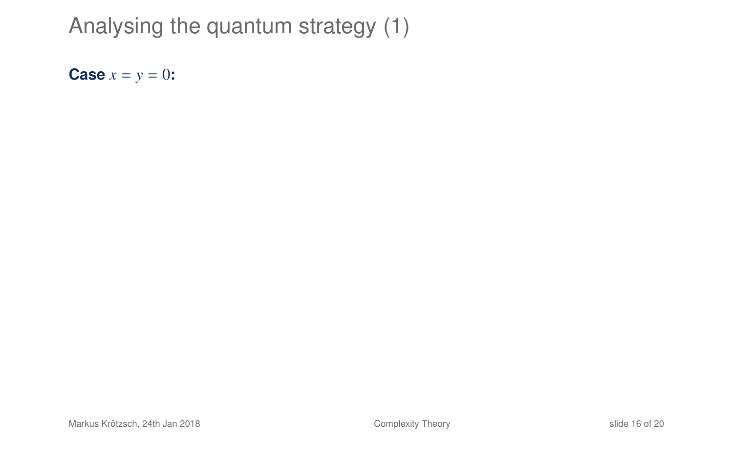# Analysing the quantum strategy (1)

**Case $x = y = 0$:**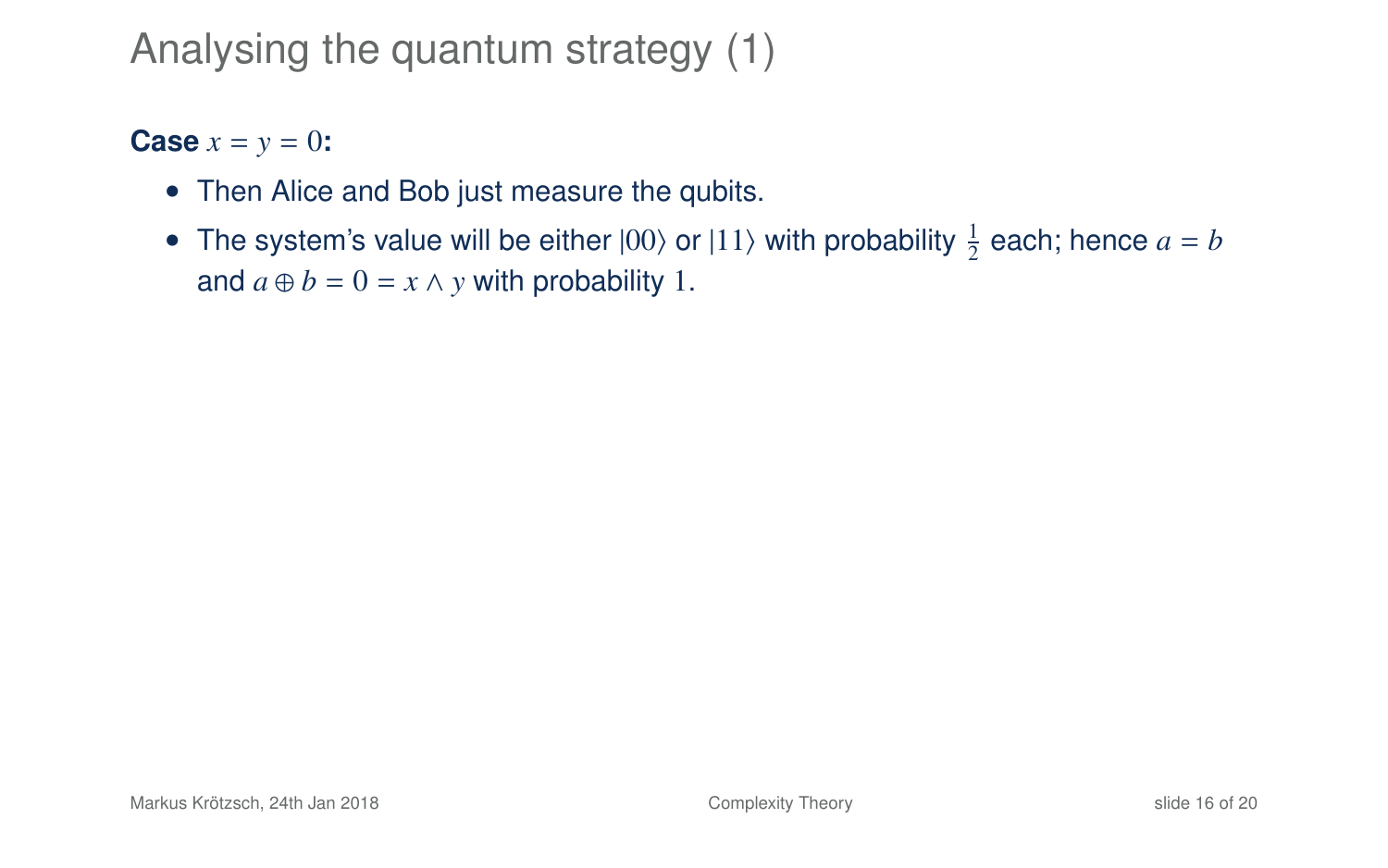# Analysing the quantum strategy (1)

**Case $x = y = 0$:**

- Then Alice and Bob just measure the qubits.
- The system's value will be either $|00\rangle$ or $|11\rangle$ with probability $\frac{1}{2}$ each; hence $a = b$ and $a \oplus b = 0 = x \wedge y$ with probability $1$.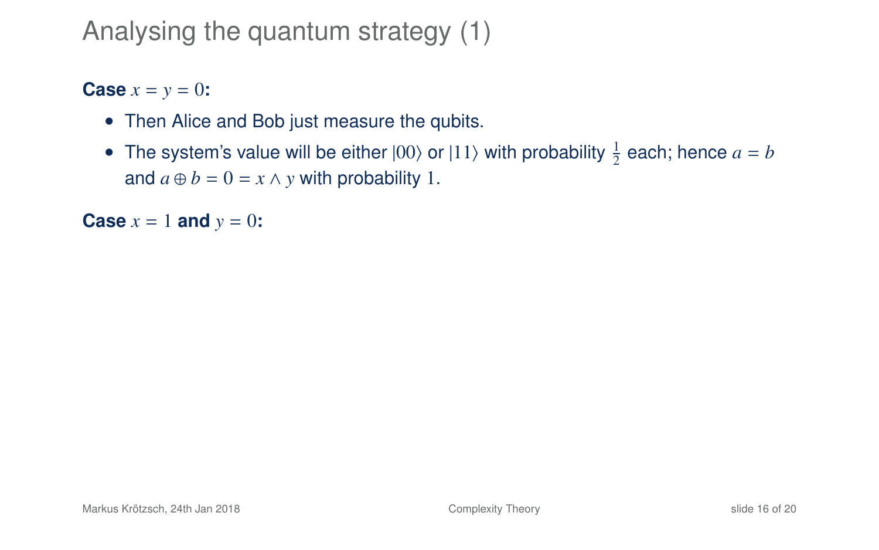# Analysing the quantum strategy (1)

**Case $x = y = 0$:**

- Then Alice and Bob just measure the qubits.
- The system's value will be either $|00\rangle$ or $|11\rangle$ with probability $\frac{1}{2}$ each; hence $a = b$ and $a \oplus b = 0 = x \wedge y$ with probability $1$.

**Case $x = 1$ and $y = 0$:**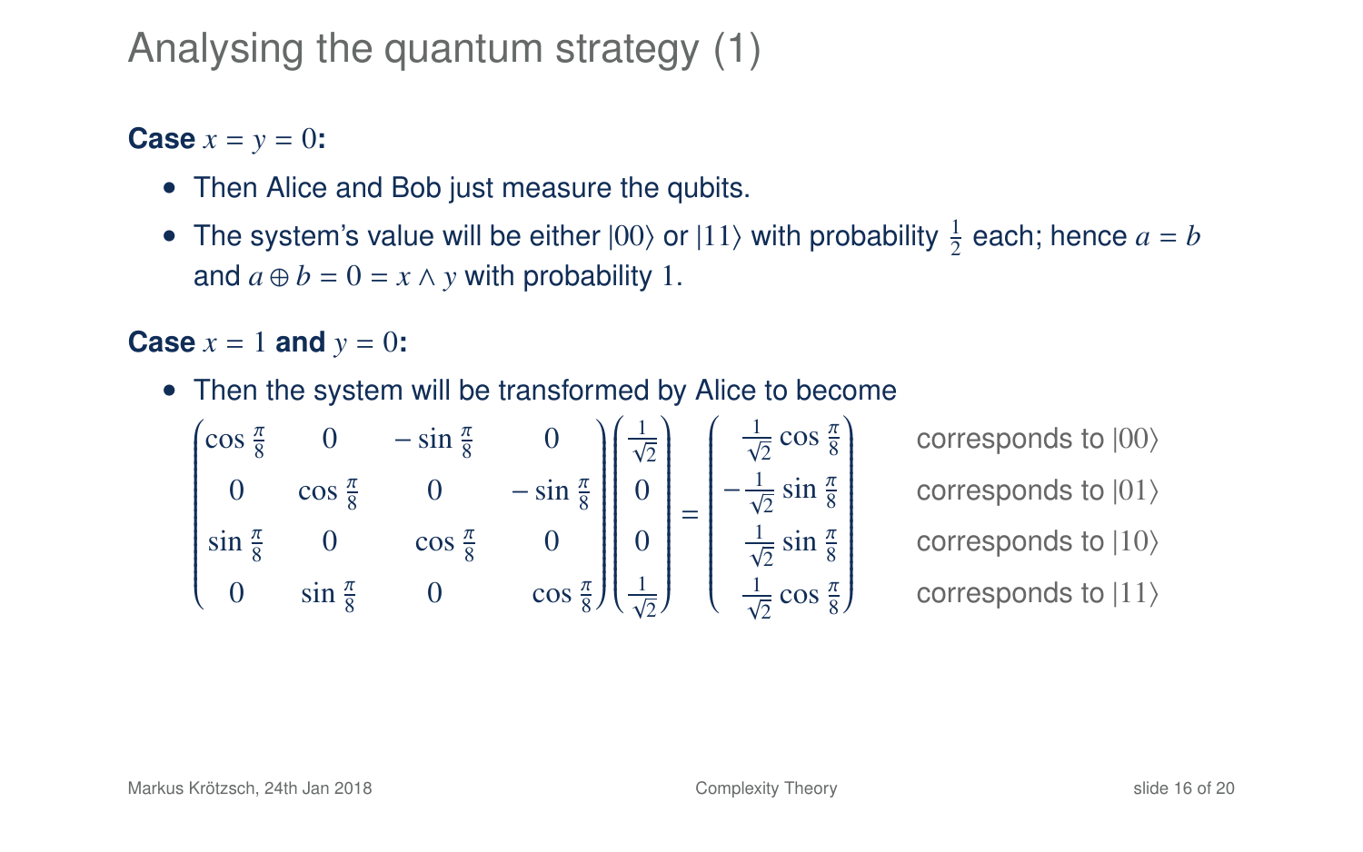# Analysing the quantum strategy (1)

**Case $x = y = 0$:**

- Then Alice and Bob just measure the qubits.
- The system's value will be either $|00\rangle$ or $|11\rangle$ with probability $\frac{1}{2}$ each; hence $a = b$ and $a \oplus b = 0 = x \wedge y$ with probability 1.

**Case $x = 1$ and $y = 0$:**

- Then the system will be transformed by Alice to become

$$
\begin{pmatrix}
\cos\frac{\pi}{8} & 0 & -\sin\frac{\pi}{8} & 0 \\
0 & \cos\frac{\pi}{8} & 0 & -\sin\frac{\pi}{8} \\
\sin\frac{\pi}{8} & 0 & \cos\frac{\pi}{8} & 0 \\
0 & \sin\frac{\pi}{8} & 0 & \cos\frac{\pi}{8}
\end{pmatrix}
\begin{pmatrix}
\frac{1}{\sqrt{2}} \\ 0 \\ 0 \\ \frac{1}{\sqrt{2}}
\end{pmatrix}
=
\begin{pmatrix}
\frac{1}{\sqrt{2}}\cos\frac{\pi}{8} \\
-\frac{1}{\sqrt{2}}\sin\frac{\pi}{8} \\
\frac{1}{\sqrt{2}}\sin\frac{\pi}{8} \\
\frac{1}{\sqrt{2}}\cos\frac{\pi}{8}
\end{pmatrix}
\begin{matrix}
\text{corresponds to } |00\rangle \\
\text{corresponds to } |01\rangle \\
\text{corresponds to } |10\rangle \\
\text{corresponds to } |11\rangle
\end{matrix}
$$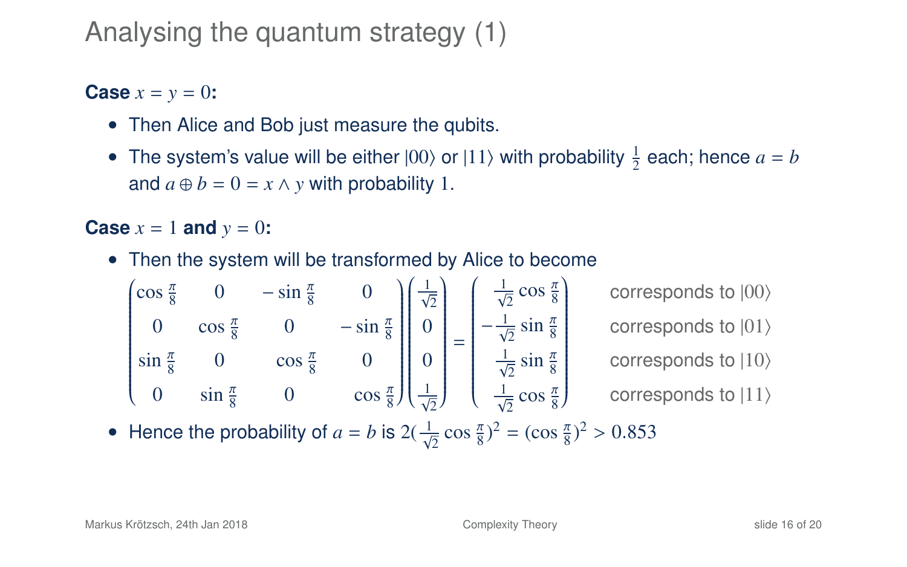# Analysing the quantum strategy (1)

**Case $x = y = 0$:**

- Then Alice and Bob just measure the qubits.
- The system's value will be either $|00\rangle$ or $|11\rangle$ with probability $\frac{1}{2}$ each; hence $a = b$ and $a \oplus b = 0 = x \wedge y$ with probability 1.

**Case $x = 1$ and $y = 0$:**

- Then the system will be transformed by Alice to become

$$
\begin{pmatrix}
\cos\frac{\pi}{8} & 0 & -\sin\frac{\pi}{8} & 0 \\
0 & \cos\frac{\pi}{8} & 0 & -\sin\frac{\pi}{8} \\
\sin\frac{\pi}{8} & 0 & \cos\frac{\pi}{8} & 0 \\
0 & \sin\frac{\pi}{8} & 0 & \cos\frac{\pi}{8}
\end{pmatrix}
\begin{pmatrix}
\frac{1}{\sqrt{2}} \\ 0 \\ 0 \\ \frac{1}{\sqrt{2}}
\end{pmatrix}
=
\begin{pmatrix}
\frac{1}{\sqrt{2}}\cos\frac{\pi}{8} \\
-\frac{1}{\sqrt{2}}\sin\frac{\pi}{8} \\
\frac{1}{\sqrt{2}}\sin\frac{\pi}{8} \\
\frac{1}{\sqrt{2}}\cos\frac{\pi}{8}
\end{pmatrix}
\begin{matrix}
\text{corresponds to } |00\rangle \\
\text{corresponds to } |01\rangle \\
\text{corresponds to } |10\rangle \\
\text{corresponds to } |11\rangle
\end{matrix}
$$

- Hence the probability of $a = b$ is $2(\frac{1}{\sqrt{2}}\cos\frac{\pi}{8})^2 = (\cos\frac{\pi}{8})^2 > 0.853$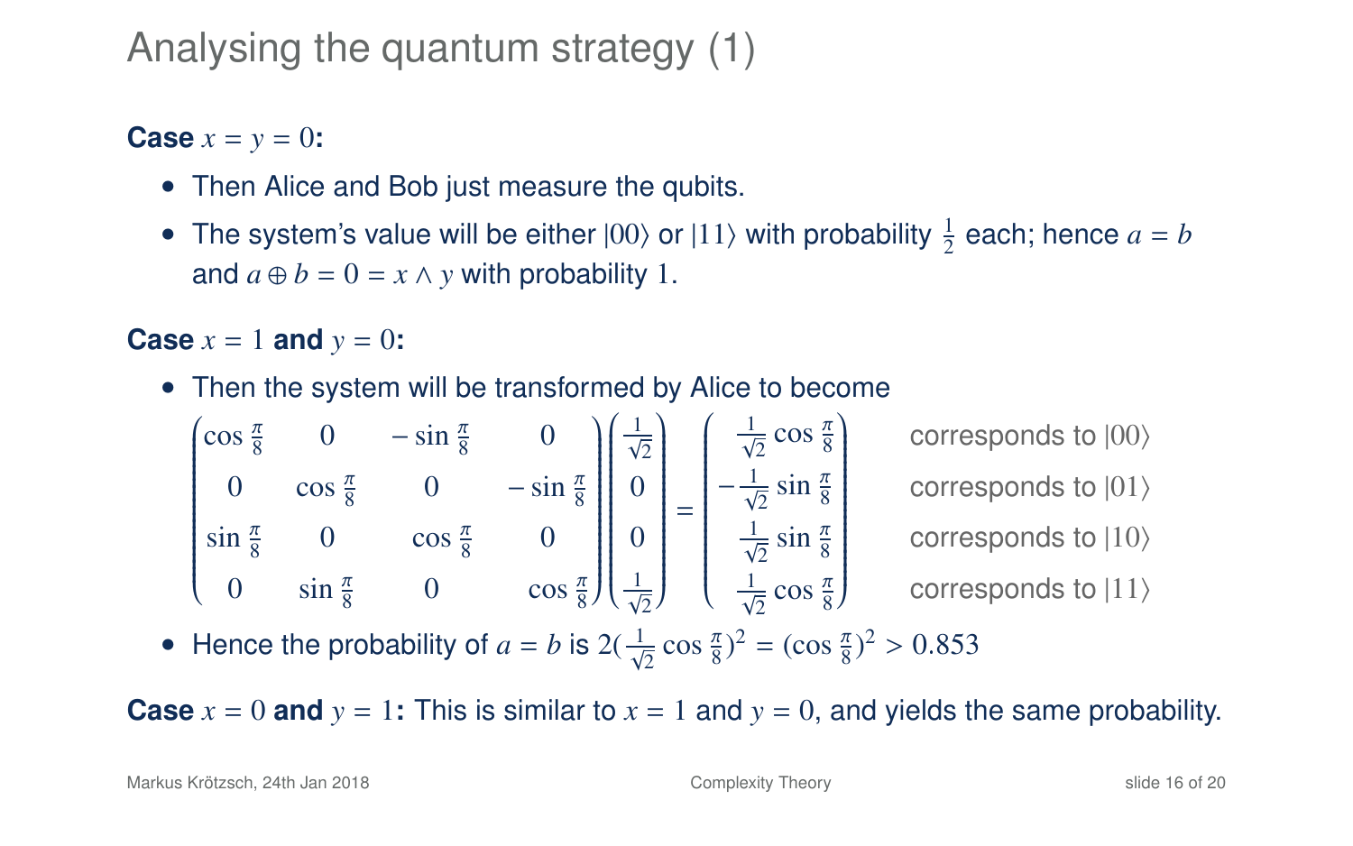# Analysing the quantum strategy (1)

**Case $x = y = 0$:**

- Then Alice and Bob just measure the qubits.
- The system's value will be either $|00\rangle$ or $|11\rangle$ with probability $\frac{1}{2}$ each; hence $a = b$ and $a \oplus b = 0 = x \wedge y$ with probability $1$.

**Case $x = 1$ and $y = 0$:**

- Then the system will be transformed by Alice to become

$$
\begin{pmatrix}
\cos\frac{\pi}{8} & 0 & -\sin\frac{\pi}{8} & 0 \\
0 & \cos\frac{\pi}{8} & 0 & -\sin\frac{\pi}{8} \\
\sin\frac{\pi}{8} & 0 & \cos\frac{\pi}{8} & 0 \\
0 & \sin\frac{\pi}{8} & 0 & \cos\frac{\pi}{8}
\end{pmatrix}
\begin{pmatrix}
\frac{1}{\sqrt{2}} \\ 0 \\ 0 \\ \frac{1}{\sqrt{2}}
\end{pmatrix}
=
\begin{pmatrix}
\frac{1}{\sqrt{2}}\cos\frac{\pi}{8} \\
-\frac{1}{\sqrt{2}}\sin\frac{\pi}{8} \\
\frac{1}{\sqrt{2}}\sin\frac{\pi}{8} \\
\frac{1}{\sqrt{2}}\cos\frac{\pi}{8}
\end{pmatrix}
\begin{matrix}
\text{corresponds to } |00\rangle \\
\text{corresponds to } |01\rangle \\
\text{corresponds to } |10\rangle \\
\text{corresponds to } |11\rangle
\end{matrix}
$$

- Hence the probability of $a = b$ is $2(\frac{1}{\sqrt{2}}\cos\frac{\pi}{8})^2 = (\cos\frac{\pi}{8})^2 > 0.853$

**Case $x = 0$ and $y = 1$:** This is similar to $x = 1$ and $y = 0$, and yields the same probability.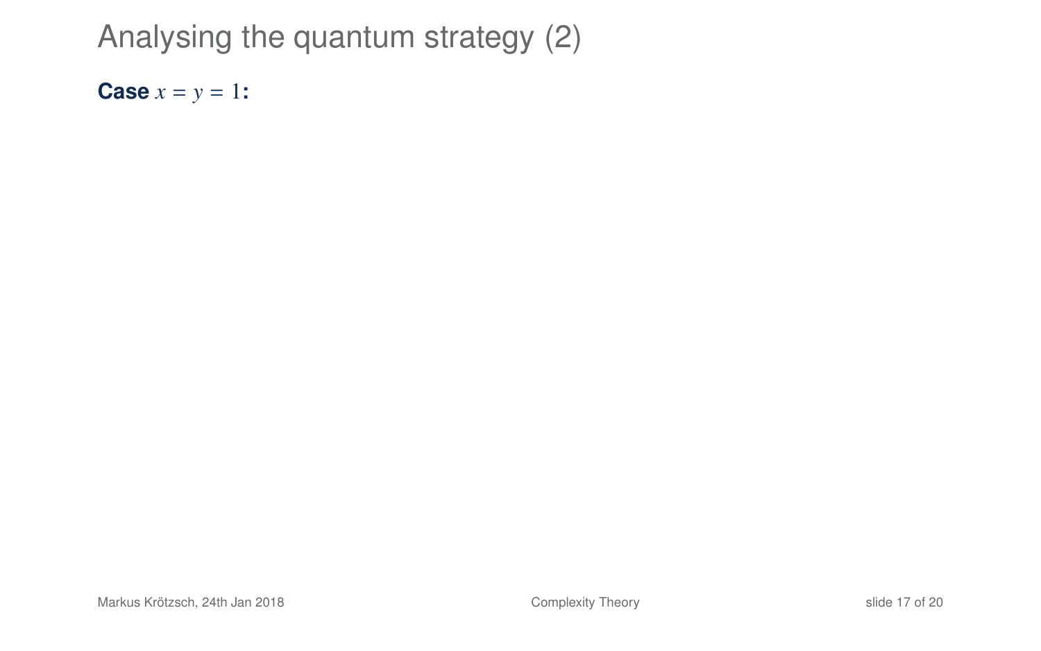# Analysing the quantum strategy (2)

**Case** $x = y = 1$**:**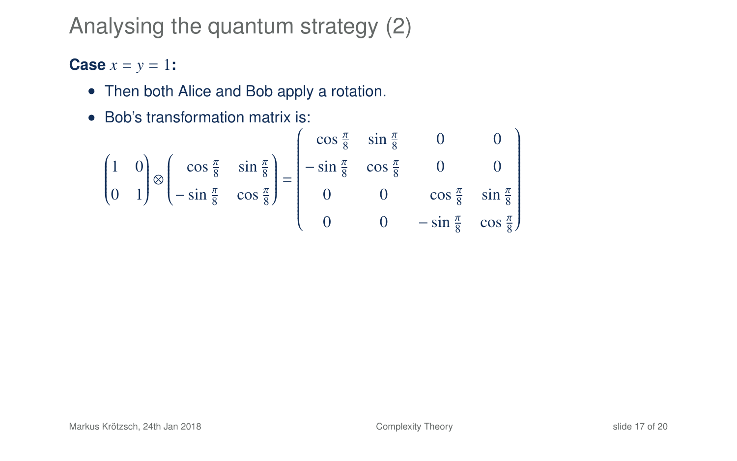# Analysing the quantum strategy (2)

**Case $x = y = 1$:**

- Then both Alice and Bob apply a rotation.
- Bob's transformation matrix is:

$$
\begin{pmatrix} 1 & 0 \\ 0 & 1 \end{pmatrix} \otimes \begin{pmatrix} \cos\frac{\pi}{8} & \sin\frac{\pi}{8} \\ -\sin\frac{\pi}{8} & \cos\frac{\pi}{8} \end{pmatrix} = \begin{pmatrix} \cos\frac{\pi}{8} & \sin\frac{\pi}{8} & 0 & 0 \\ -\sin\frac{\pi}{8} & \cos\frac{\pi}{8} & 0 & 0 \\ 0 & 0 & \cos\frac{\pi}{8} & \sin\frac{\pi}{8} \\ 0 & 0 & -\sin\frac{\pi}{8} & \cos\frac{\pi}{8} \end{pmatrix}
$$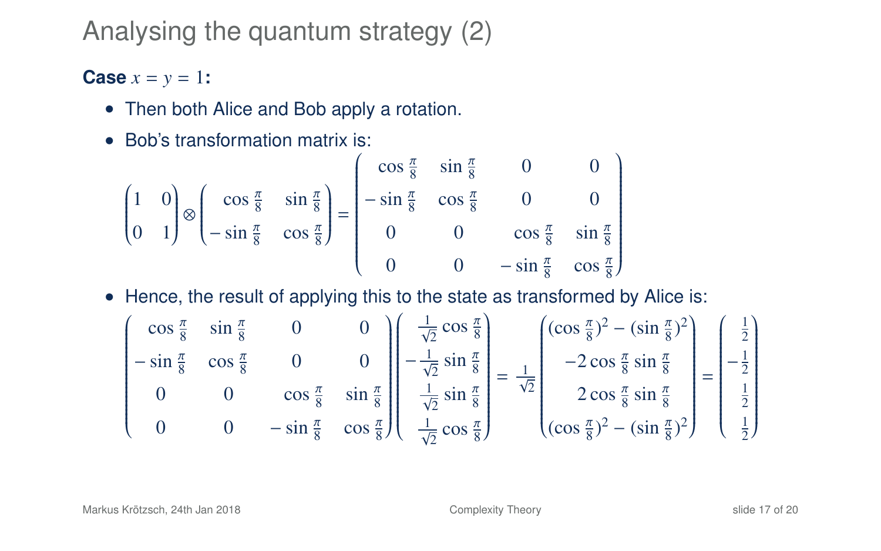# Analysing the quantum strategy (2)

**Case $x = y = 1$:**

- Then both Alice and Bob apply a rotation.
- Bob's transformation matrix is:

$$\begin{pmatrix} 1 & 0 \\ 0 & 1 \end{pmatrix} \otimes \begin{pmatrix} \cos\frac{\pi}{8} & \sin\frac{\pi}{8} \\ -\sin\frac{\pi}{8} & \cos\frac{\pi}{8} \end{pmatrix} = \begin{pmatrix} \cos\frac{\pi}{8} & \sin\frac{\pi}{8} & 0 & 0 \\ -\sin\frac{\pi}{8} & \cos\frac{\pi}{8} & 0 & 0 \\ 0 & 0 & \cos\frac{\pi}{8} & \sin\frac{\pi}{8} \\ 0 & 0 & -\sin\frac{\pi}{8} & \cos\frac{\pi}{8} \end{pmatrix}$$

- Hence, the result of applying this to the state as transformed by Alice is:

$$\begin{pmatrix} \cos\frac{\pi}{8} & \sin\frac{\pi}{8} & 0 & 0 \\ -\sin\frac{\pi}{8} & \cos\frac{\pi}{8} & 0 & 0 \\ 0 & 0 & \cos\frac{\pi}{8} & \sin\frac{\pi}{8} \\ 0 & 0 & -\sin\frac{\pi}{8} & \cos\frac{\pi}{8} \end{pmatrix} \begin{pmatrix} \frac{1}{\sqrt{2}}\cos\frac{\pi}{8} \\ -\frac{1}{\sqrt{2}}\sin\frac{\pi}{8} \\ \frac{1}{\sqrt{2}}\sin\frac{\pi}{8} \\ \frac{1}{\sqrt{2}}\cos\frac{\pi}{8} \end{pmatrix} = \frac{1}{\sqrt{2}} \begin{pmatrix} (\cos\frac{\pi}{8})^2 - (\sin\frac{\pi}{8})^2 \\ -2\cos\frac{\pi}{8}\sin\frac{\pi}{8} \\ 2\cos\frac{\pi}{8}\sin\frac{\pi}{8} \\ (\cos\frac{\pi}{8})^2 - (\sin\frac{\pi}{8})^2 \end{pmatrix} = \begin{pmatrix} \frac{1}{2} \\ -\frac{1}{2} \\ \frac{1}{2} \\ \frac{1}{2} \end{pmatrix}$$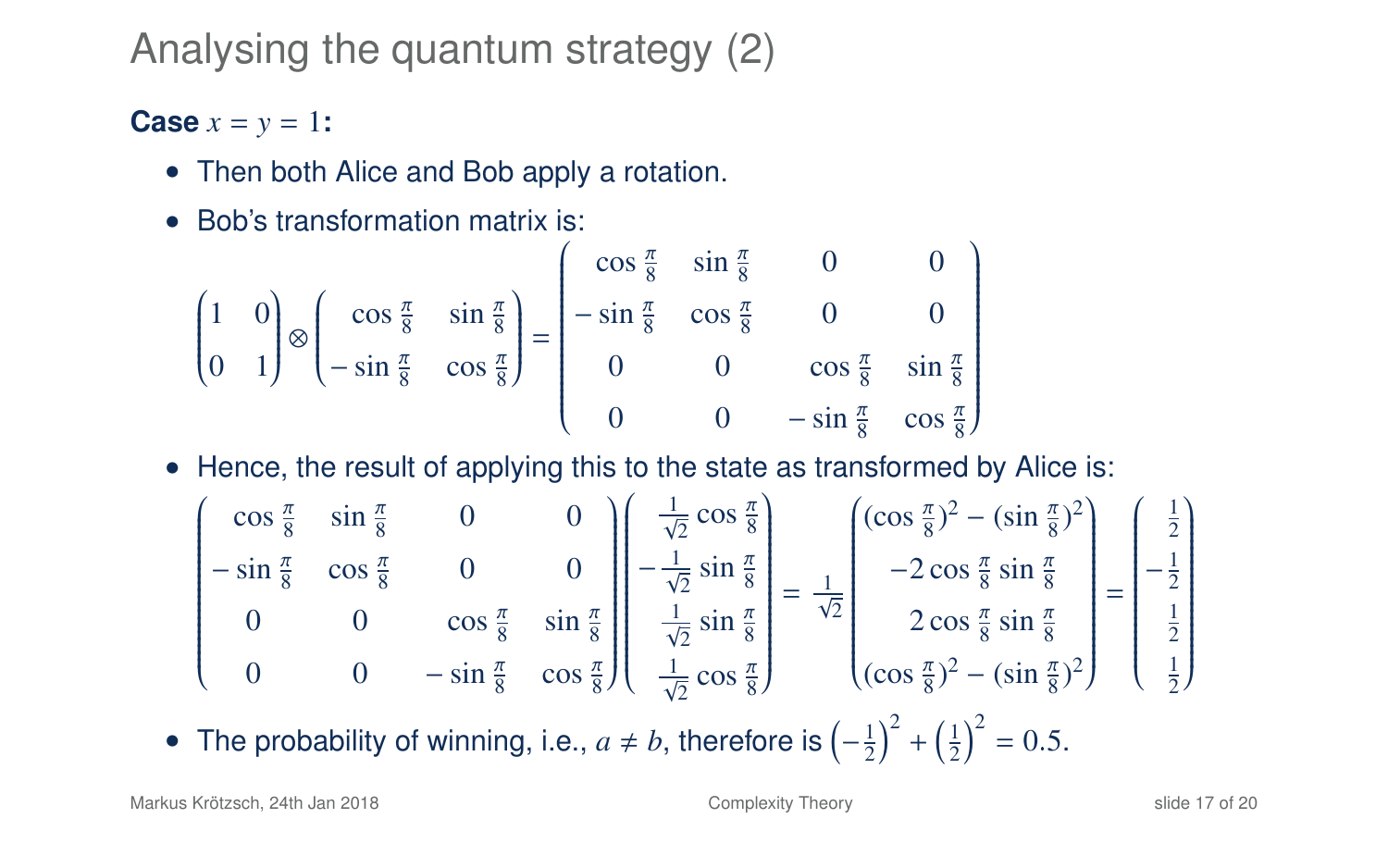## Analysing the quantum strategy (2)

**Case $x = y = 1$:**

- Then both Alice and Bob apply a rotation.
- Bob's transformation matrix is:

$$\begin{pmatrix} 1 & 0 \\ 0 & 1 \end{pmatrix} \otimes \begin{pmatrix} \cos\frac{\pi}{8} & \sin\frac{\pi}{8} \\ -\sin\frac{\pi}{8} & \cos\frac{\pi}{8} \end{pmatrix} = \begin{pmatrix} \cos\frac{\pi}{8} & \sin\frac{\pi}{8} & 0 & 0 \\ -\sin\frac{\pi}{8} & \cos\frac{\pi}{8} & 0 & 0 \\ 0 & 0 & \cos\frac{\pi}{8} & \sin\frac{\pi}{8} \\ 0 & 0 & -\sin\frac{\pi}{8} & \cos\frac{\pi}{8} \end{pmatrix}$$

- Hence, the result of applying this to the state as transformed by Alice is:

$$\begin{pmatrix} \cos\frac{\pi}{8} & \sin\frac{\pi}{8} & 0 & 0 \\ -\sin\frac{\pi}{8} & \cos\frac{\pi}{8} & 0 & 0 \\ 0 & 0 & \cos\frac{\pi}{8} & \sin\frac{\pi}{8} \\ 0 & 0 & -\sin\frac{\pi}{8} & \cos\frac{\pi}{8} \end{pmatrix} \begin{pmatrix} \frac{1}{\sqrt{2}}\cos\frac{\pi}{8} \\ -\frac{1}{\sqrt{2}}\sin\frac{\pi}{8} \\ \frac{1}{\sqrt{2}}\sin\frac{\pi}{8} \\ \frac{1}{\sqrt{2}}\cos\frac{\pi}{8} \end{pmatrix} = \frac{1}{\sqrt{2}} \begin{pmatrix} (\cos\frac{\pi}{8})^2 - (\sin\frac{\pi}{8})^2 \\ -2\cos\frac{\pi}{8}\sin\frac{\pi}{8} \\ 2\cos\frac{\pi}{8}\sin\frac{\pi}{8} \\ (\cos\frac{\pi}{8})^2 - (\sin\frac{\pi}{8})^2 \end{pmatrix} = \begin{pmatrix} \frac{1}{2} \\ -\frac{1}{2} \\ \frac{1}{2} \\ \frac{1}{2} \end{pmatrix}$$

- The probability of winning, i.e., $a \neq b$, therefore is $\left(-\frac{1}{2}\right)^2 + \left(\frac{1}{2}\right)^2 = 0.5$.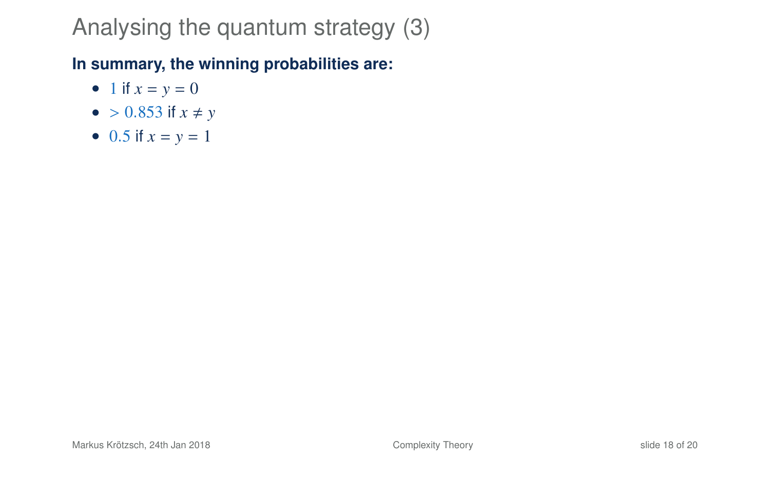# Analysing the quantum strategy (3)

**In summary, the winning probabilities are:**

- $1$ if $x = y = 0$
- $> 0.853$ if $x \neq y$
- $0.5$ if $x = y = 1$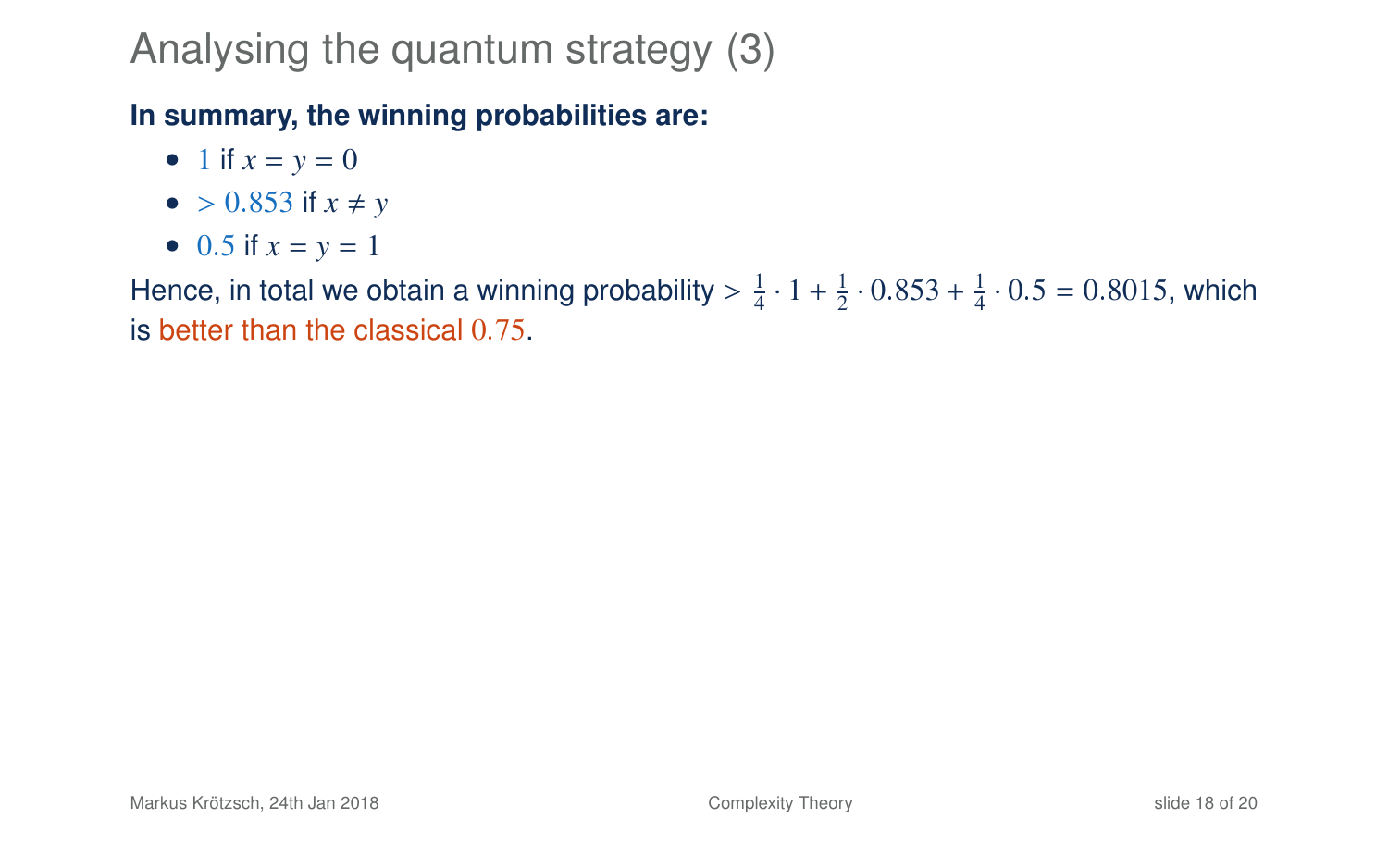# Analysing the quantum strategy (3)

**In summary, the winning probabilities are:**

- $1$ if $x = y = 0$
- $> 0.853$ if $x \neq y$
- $0.5$ if $x = y = 1$

Hence, in total we obtain a winning probability $> \frac{1}{4} \cdot 1 + \frac{1}{2} \cdot 0.853 + \frac{1}{4} \cdot 0.5 = 0.8015$, which is better than the classical $0.75$.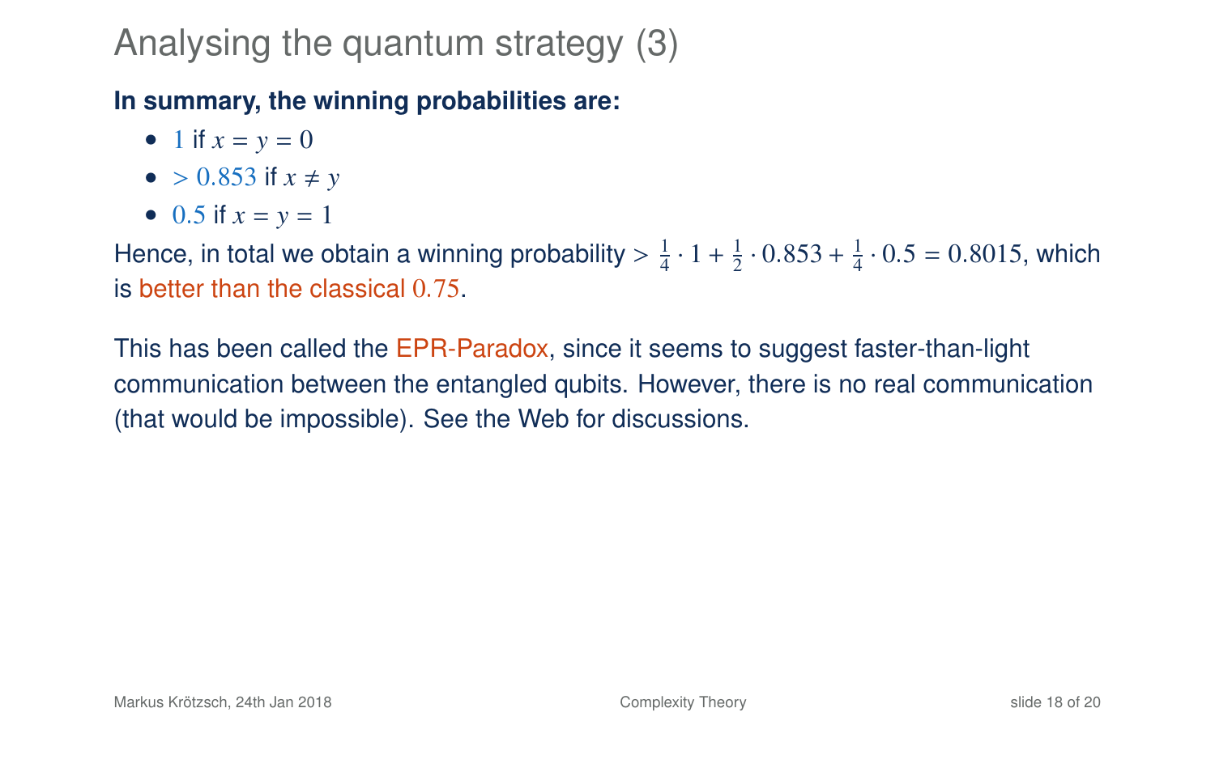# Analysing the quantum strategy (3)

**In summary, the winning probabilities are:**

- $1$ if $x = y = 0$
- $> 0.853$ if $x \neq y$
- $0.5$ if $x = y = 1$

Hence, in total we obtain a winning probability $> \frac{1}{4} \cdot 1 + \frac{1}{2} \cdot 0.853 + \frac{1}{4} \cdot 0.5 = 0.8015$, which is better than the classical $0.75$.

This has been called the EPR-Paradox, since it seems to suggest faster-than-light communication between the entangled qubits. However, there is no real communication (that would be impossible). See the Web for discussions.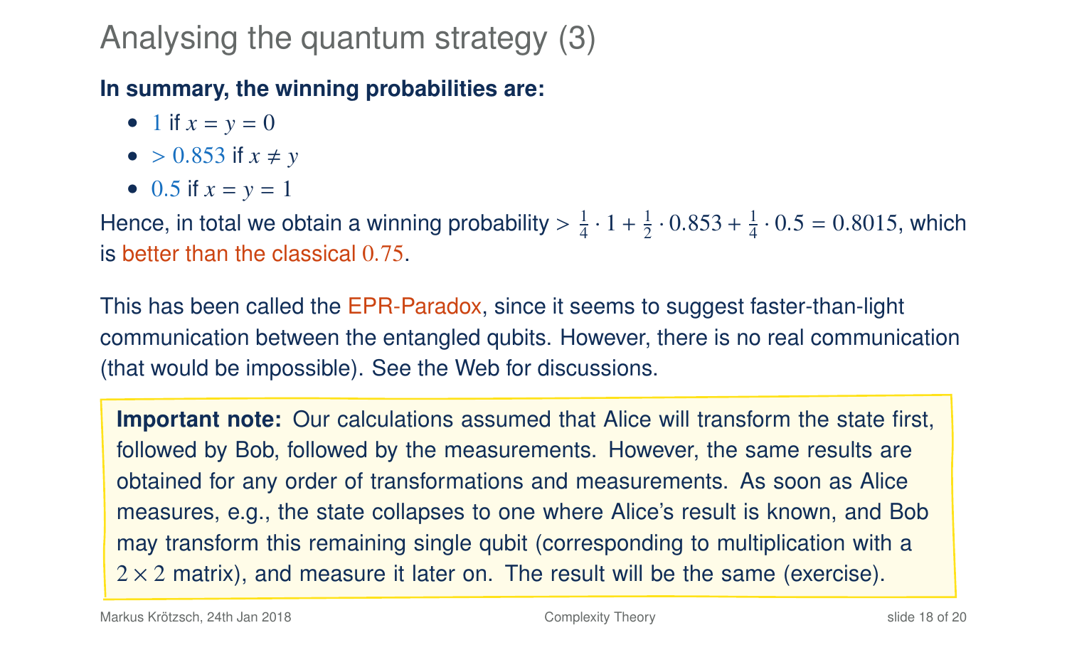# Analysing the quantum strategy (3)

**In summary, the winning probabilities are:**

- $1$ if $x = y = 0$
- $> 0.853$ if $x \neq y$
- $0.5$ if $x = y = 1$

Hence, in total we obtain a winning probability $> \frac{1}{4} \cdot 1 + \frac{1}{2} \cdot 0.853 + \frac{1}{4} \cdot 0.5 = 0.8015$, which is better than the classical $0.75$.

This has been called the EPR-Paradox, since it seems to suggest faster-than-light communication between the entangled qubits. However, there is no real communication (that would be impossible). See the Web for discussions.

**Important note:** Our calculations assumed that Alice will transform the state first, followed by Bob, followed by the measurements. However, the same results are obtained for any order of transformations and measurements. As soon as Alice measures, e.g., the state collapses to one where Alice's result is known, and Bob may transform this remaining single qubit (corresponding to multiplication with a $2 \times 2$ matrix), and measure it later on. The result will be the same (exercise).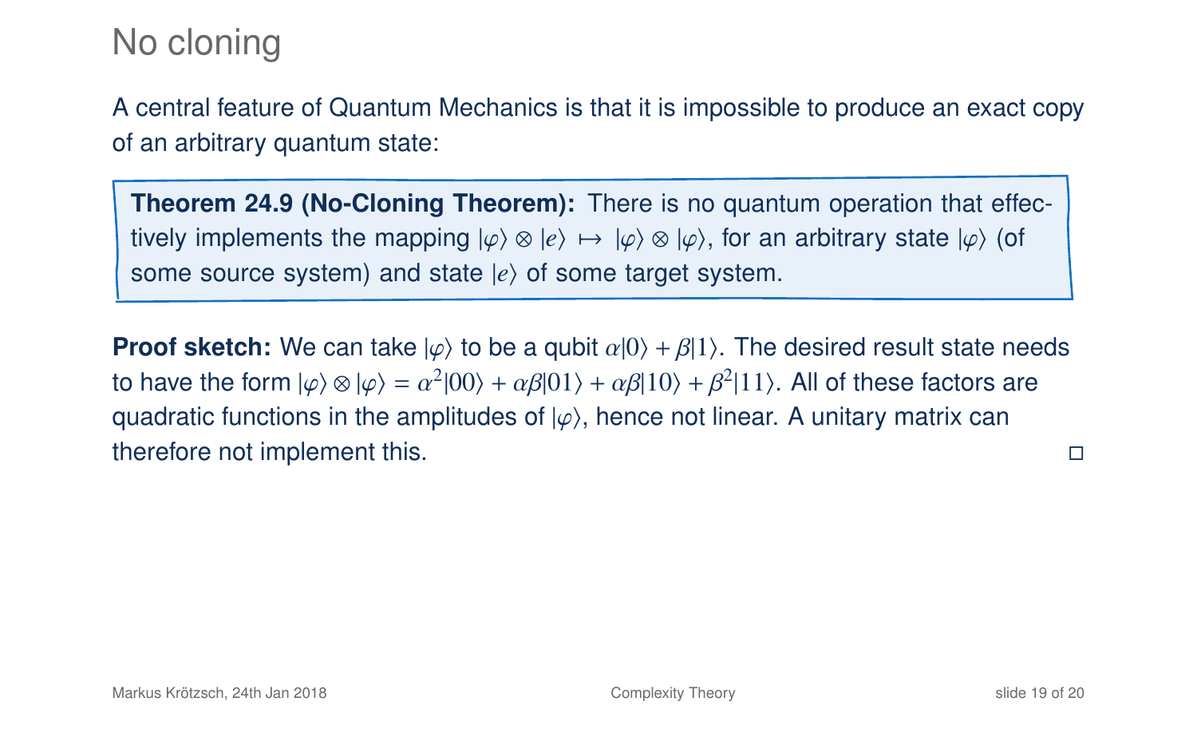# No cloning

A central feature of Quantum Mechanics is that it is impossible to produce an exact copy of an arbitrary quantum state:

> **Theorem 24.9 (No-Cloning Theorem):** There is no quantum operation that effectively implements the mapping $|\varphi\rangle \otimes |e\rangle \mapsto |\varphi\rangle \otimes |\varphi\rangle$, for an arbitrary state $|\varphi\rangle$ (of some source system) and state $|e\rangle$ of some target system.

**Proof sketch:** We can take $|\varphi\rangle$ to be a qubit $\alpha|0\rangle + \beta|1\rangle$. The desired result state needs to have the form $|\varphi\rangle \otimes |\varphi\rangle = \alpha^2|00\rangle + \alpha\beta|01\rangle + \alpha\beta|10\rangle + \beta^2|11\rangle$. All of these factors are quadratic functions in the amplitudes of $|\varphi\rangle$, hence not linear. A unitary matrix can therefore not implement this. □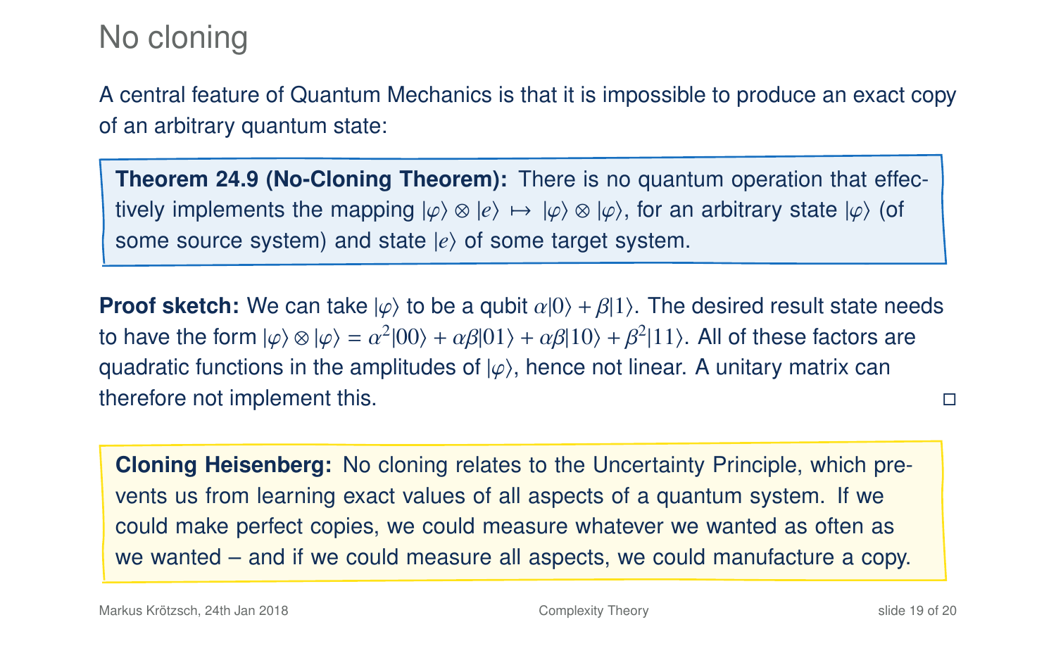# No cloning

A central feature of Quantum Mechanics is that it is impossible to produce an exact copy of an arbitrary quantum state:

**Theorem 24.9 (No-Cloning Theorem):** There is no quantum operation that effectively implements the mapping $|\varphi\rangle \otimes |e\rangle \mapsto |\varphi\rangle \otimes |\varphi\rangle$, for an arbitrary state $|\varphi\rangle$ (of some source system) and state $|e\rangle$ of some target system.

**Proof sketch:** We can take $|\varphi\rangle$ to be a qubit $\alpha|0\rangle + \beta|1\rangle$. The desired result state needs to have the form $|\varphi\rangle \otimes |\varphi\rangle = \alpha^2|00\rangle + \alpha\beta|01\rangle + \alpha\beta|10\rangle + \beta^2|11\rangle$. All of these factors are quadratic functions in the amplitudes of $|\varphi\rangle$, hence not linear. A unitary matrix can therefore not implement this. □

**Cloning Heisenberg:** No cloning relates to the Uncertainty Principle, which prevents us from learning exact values of all aspects of a quantum system. If we could make perfect copies, we could measure whatever we wanted as often as we wanted – and if we could measure all aspects, we could manufacture a copy.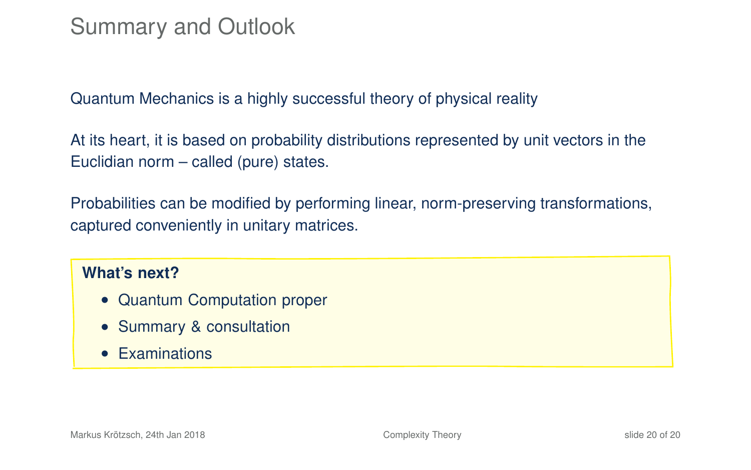# Summary and Outlook

Quantum Mechanics is a highly successful theory of physical reality

At its heart, it is based on probability distributions represented by unit vectors in the Euclidian norm – called (pure) states.

Probabilities can be modified by performing linear, norm-preserving transformations, captured conveniently in unitary matrices.

**What's next?**

- Quantum Computation proper
- Summary & consultation
- Examinations